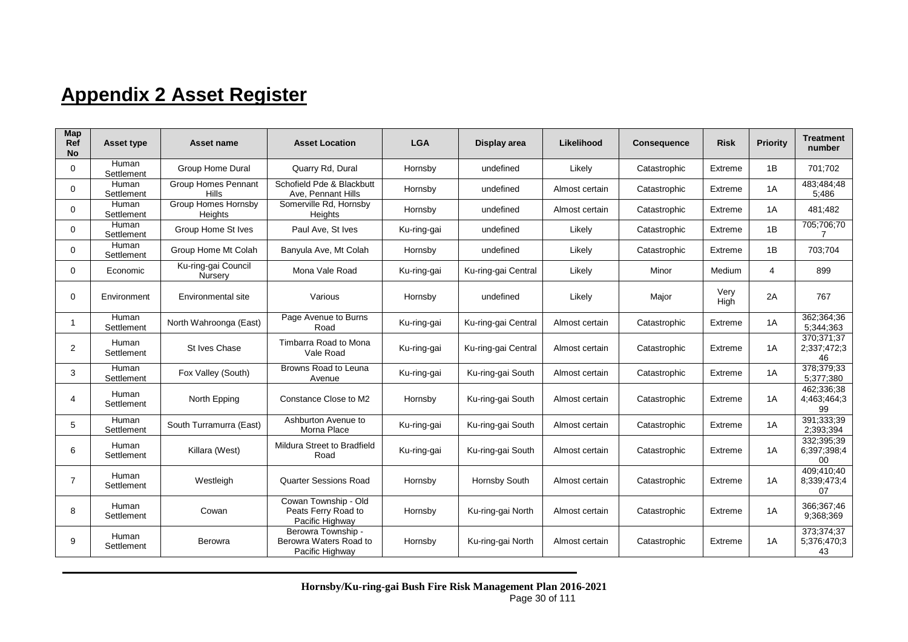# Appendix 2 Asset Register

| Map Ref No | Asset type | Asset name | Asset Location | LGA | Display area | Likelihood | Consequence | Risk | Priority | Treatment number |
|---|---|---|---|---|---|---|---|---|---|---|
| 0 | Human Settlement | Group Home Dural | Quarry Rd, Dural | Hornsby | undefined | Likely | Catastrophic | Extreme | 1B | 701;702 |
| 0 | Human Settlement | Group Homes Pennant Hills | Schofield Pde & Blackbutt Ave, Pennant Hills | Hornsby | undefined | Almost certain | Catastrophic | Extreme | 1A | 483;484;485;486 |
| 0 | Human Settlement | Group Homes Hornsby Heights | Somerville Rd, Hornsby Heights | Hornsby | undefined | Almost certain | Catastrophic | Extreme | 1A | 481;482 |
| 0 | Human Settlement | Group Home St Ives | Paul Ave, St Ives | Ku-ring-gai | undefined | Likely | Catastrophic | Extreme | 1B | 705;706;707 |
| 0 | Human Settlement | Group Home Mt Colah | Banyula Ave, Mt Colah | Hornsby | undefined | Likely | Catastrophic | Extreme | 1B | 703;704 |
| 0 | Economic | Ku-ring-gai Council Nursery | Mona Vale Road | Ku-ring-gai | Ku-ring-gai Central | Likely | Minor | Medium | 4 | 899 |
| 0 | Environment | Environmental site | Various | Hornsby | undefined | Likely | Major | Very High | 2A | 767 |
| 1 | Human Settlement | North Wahroonga (East) | Page Avenue to Burns Road | Ku-ring-gai | Ku-ring-gai Central | Almost certain | Catastrophic | Extreme | 1A | 362;364;365;344;363 |
| 2 | Human Settlement | St Ives Chase | Timbarra Road to Mona Vale Road | Ku-ring-gai | Ku-ring-gai Central | Almost certain | Catastrophic | Extreme | 1A | 370;371;372;337;472;346 |
| 3 | Human Settlement | Fox Valley (South) | Browns Road to Leuna Avenue | Ku-ring-gai | Ku-ring-gai South | Almost certain | Catastrophic | Extreme | 1A | 378;379;335;377;380 |
| 4 | Human Settlement | North Epping | Constance Close to M2 | Hornsby | Ku-ring-gai South | Almost certain | Catastrophic | Extreme | 1A | 462;336;384;463;464;399 |
| 5 | Human Settlement | South Turramurra (East) | Ashburton Avenue to Morna Place | Ku-ring-gai | Ku-ring-gai South | Almost certain | Catastrophic | Extreme | 1A | 391;333;392;393;394 |
| 6 | Human Settlement | Killara (West) | Mildura Street to Bradfield Road | Ku-ring-gai | Ku-ring-gai South | Almost certain | Catastrophic | Extreme | 1A | 332;395;396;397;398;400 |
| 7 | Human Settlement | Westleigh | Quarter Sessions Road | Hornsby | Hornsby South | Almost certain | Catastrophic | Extreme | 1A | 409;410;408;339;473;407 |
| 8 | Human Settlement | Cowan | Cowan Township - Old Peats Ferry Road to Pacific Highway | Hornsby | Ku-ring-gai North | Almost certain | Catastrophic | Extreme | 1A | 366;367;469;368;369 |
| 9 | Human Settlement | Berowra | Berowra Township - Berowra Waters Road to Pacific Highway | Hornsby | Ku-ring-gai North | Almost certain | Catastrophic | Extreme | 1A | 373;374;375;376;470;343 |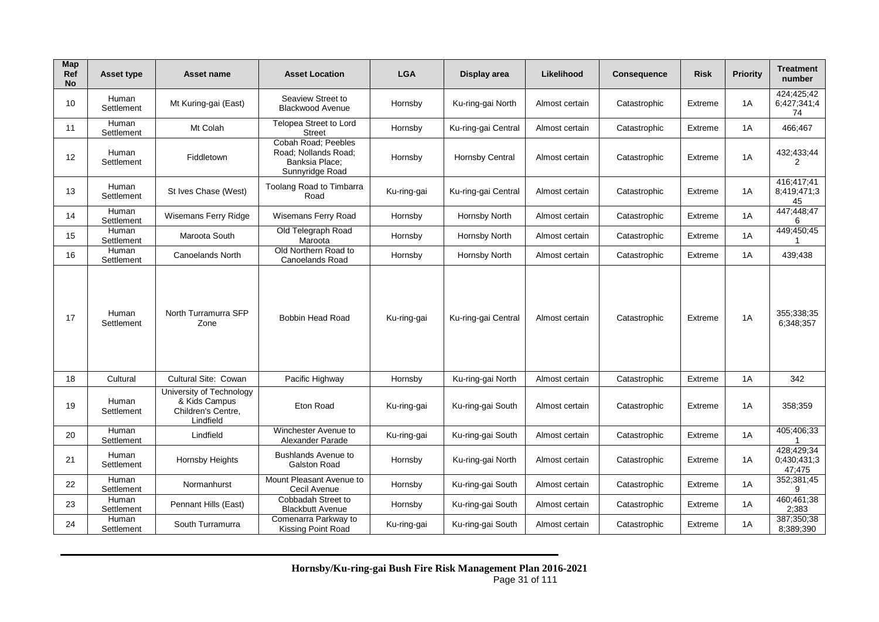| Map Ref No | Asset type | Asset name | Asset Location | LGA | Display area | Likelihood | Consequence | Risk | Priority | Treatment number |
|---|---|---|---|---|---|---|---|---|---|---|
| 10 | Human Settlement | Mt Kuring-gai (East) | Seaview Street to Blackwood Avenue | Hornsby | Ku-ring-gai North | Almost certain | Catastrophic | Extreme | 1A | 424;425;426;427;341;474 |
| 11 | Human Settlement | Mt Colah | Telopea Street to Lord Street | Hornsby | Ku-ring-gai Central | Almost certain | Catastrophic | Extreme | 1A | 466;467 |
| 12 | Human Settlement | Fiddletown | Cobah Road; Peebles Road; Nollands Road; Banksia Place; Sunnyridge Road | Hornsby | Hornsby Central | Almost certain | Catastrophic | Extreme | 1A | 432;433;442 |
| 13 | Human Settlement | St Ives Chase (West) | Toolang Road to Timbarra Road | Ku-ring-gai | Ku-ring-gai Central | Almost certain | Catastrophic | Extreme | 1A | 416;417;418;419;471;345 |
| 14 | Human Settlement | Wisemans Ferry Ridge | Wisemans Ferry Road | Hornsby | Hornsby North | Almost certain | Catastrophic | Extreme | 1A | 447;448;476 |
| 15 | Human Settlement | Maroota South | Old Telegraph Road Maroota | Hornsby | Hornsby North | Almost certain | Catastrophic | Extreme | 1A | 449;450;451 |
| 16 | Human Settlement | Canoelands North | Old Northern Road to Canoelands Road | Hornsby | Hornsby North | Almost certain | Catastrophic | Extreme | 1A | 439;438 |
| 17 | Human Settlement | North Turramurra SFP Zone | Bobbin Head Road | Ku-ring-gai | Ku-ring-gai Central | Almost certain | Catastrophic | Extreme | 1A | 355;338;356;348;357 |
| 18 | Cultural | Cultural Site: Cowan | Pacific Highway | Hornsby | Ku-ring-gai North | Almost certain | Catastrophic | Extreme | 1A | 342 |
| 19 | Human Settlement | University of Technology & Kids Campus Children's Centre, Lindfield | Eton Road | Ku-ring-gai | Ku-ring-gai South | Almost certain | Catastrophic | Extreme | 1A | 358;359 |
| 20 | Human Settlement | Lindfield | Winchester Avenue to Alexander Parade | Ku-ring-gai | Ku-ring-gai South | Almost certain | Catastrophic | Extreme | 1A | 405;406;331 |
| 21 | Human Settlement | Hornsby Heights | Bushlands Avenue to Galston Road | Hornsby | Ku-ring-gai North | Almost certain | Catastrophic | Extreme | 1A | 428;429;340;430;431;347;475 |
| 22 | Human Settlement | Normanhurst | Mount Pleasant Avenue to Cecil Avenue | Hornsby | Ku-ring-gai South | Almost certain | Catastrophic | Extreme | 1A | 352;381;459 |
| 23 | Human Settlement | Pennant Hills (East) | Cobbadah Street to Blackbutt Avenue | Hornsby | Ku-ring-gai South | Almost certain | Catastrophic | Extreme | 1A | 460;461;382;383 |
| 24 | Human Settlement | South Turramurra | Comenarra Parkway to Kissing Point Road | Ku-ring-gai | Ku-ring-gai South | Almost certain | Catastrophic | Extreme | 1A | 387;350;388;389;390 |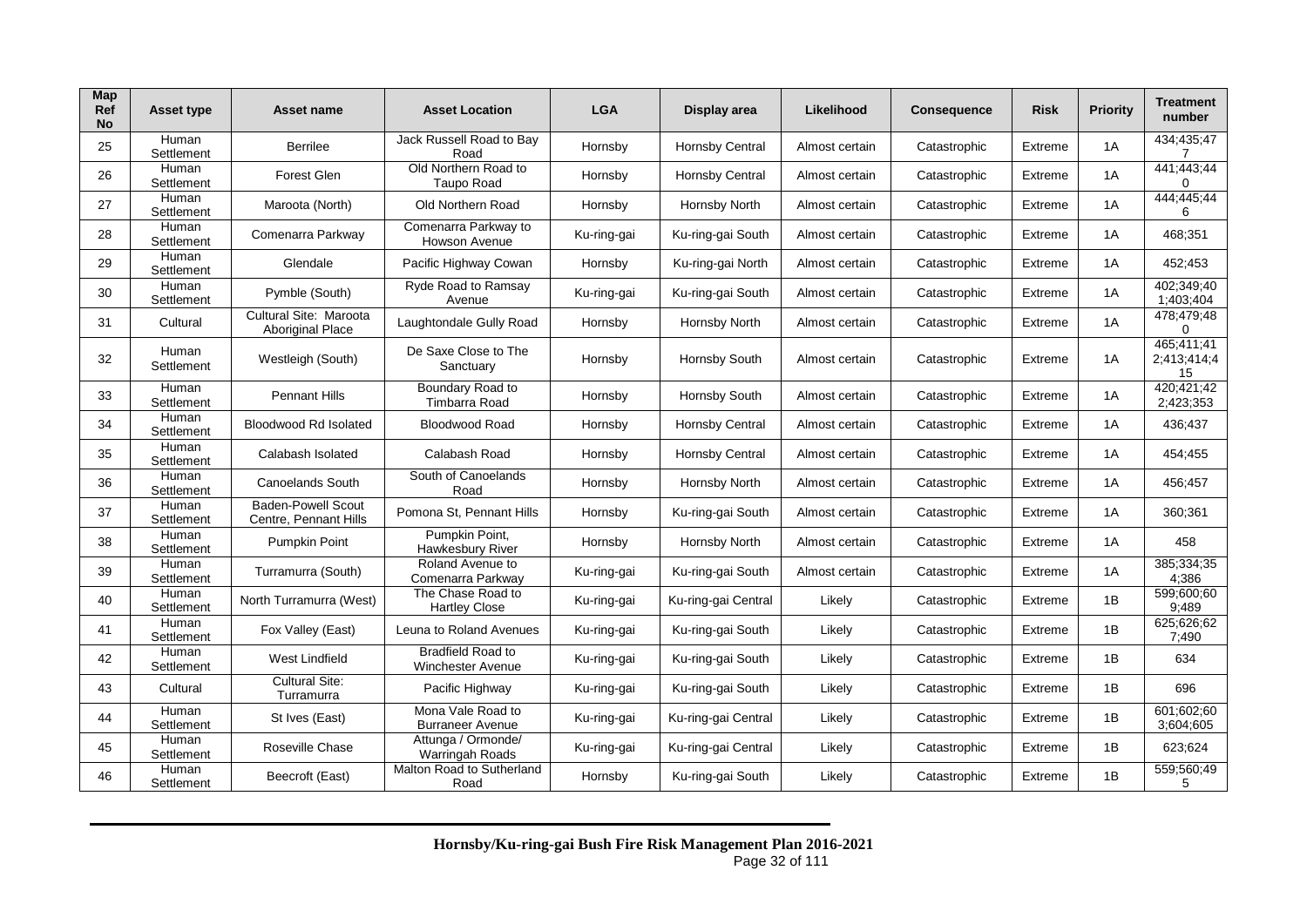| Map Ref No | Asset type | Asset name | Asset Location | LGA | Display area | Likelihood | Consequence | Risk | Priority | Treatment number |
|---|---|---|---|---|---|---|---|---|---|---|
| 25 | Human Settlement | Berrilee | Jack Russell Road to Bay Road | Hornsby | Hornsby Central | Almost certain | Catastrophic | Extreme | 1A | 434;435;477 |
| 26 | Human Settlement | Forest Glen | Old Northern Road to Taupo Road | Hornsby | Hornsby Central | Almost certain | Catastrophic | Extreme | 1A | 441;443;440 |
| 27 | Human Settlement | Maroota (North) | Old Northern Road | Hornsby | Hornsby North | Almost certain | Catastrophic | Extreme | 1A | 444;445;446 |
| 28 | Human Settlement | Comenarra Parkway | Comenarra Parkway to Howson Avenue | Ku-ring-gai | Ku-ring-gai South | Almost certain | Catastrophic | Extreme | 1A | 468;351 |
| 29 | Human Settlement | Glendale | Pacific Highway Cowan | Hornsby | Ku-ring-gai North | Almost certain | Catastrophic | Extreme | 1A | 452;453 |
| 30 | Human Settlement | Pymble (South) | Ryde Road to Ramsay Avenue | Ku-ring-gai | Ku-ring-gai South | Almost certain | Catastrophic | Extreme | 1A | 402;349;401;403;404 |
| 31 | Cultural | Cultural Site: Maroota Aboriginal Place | Laughtondale Gully Road | Hornsby | Hornsby North | Almost certain | Catastrophic | Extreme | 1A | 478;479;480 |
| 32 | Human Settlement | Westleigh (South) | De Saxe Close to The Sanctuary | Hornsby | Hornsby South | Almost certain | Catastrophic | Extreme | 1A | 465;411;412;413;414;415 |
| 33 | Human Settlement | Pennant Hills | Boundary Road to Timbarra Road | Hornsby | Hornsby South | Almost certain | Catastrophic | Extreme | 1A | 420;421;422;423;353 |
| 34 | Human Settlement | Bloodwood Rd Isolated | Bloodwood Road | Hornsby | Hornsby Central | Almost certain | Catastrophic | Extreme | 1A | 436;437 |
| 35 | Human Settlement | Calabash Isolated | Calabash Road | Hornsby | Hornsby Central | Almost certain | Catastrophic | Extreme | 1A | 454;455 |
| 36 | Human Settlement | Canoelands South | South of Canoelands Road | Hornsby | Hornsby North | Almost certain | Catastrophic | Extreme | 1A | 456;457 |
| 37 | Human Settlement | Baden-Powell Scout Centre, Pennant Hills | Pomona St, Pennant Hills | Hornsby | Ku-ring-gai South | Almost certain | Catastrophic | Extreme | 1A | 360;361 |
| 38 | Human Settlement | Pumpkin Point | Pumpkin Point, Hawkesbury River | Hornsby | Hornsby North | Almost certain | Catastrophic | Extreme | 1A | 458 |
| 39 | Human Settlement | Turramurra (South) | Roland Avenue to Comenarra Parkway | Ku-ring-gai | Ku-ring-gai South | Almost certain | Catastrophic | Extreme | 1A | 385;334;354;386 |
| 40 | Human Settlement | North Turramurra (West) | The Chase Road to Hartley Close | Ku-ring-gai | Ku-ring-gai Central | Likely | Catastrophic | Extreme | 1B | 599;600;609;489 |
| 41 | Human Settlement | Fox Valley (East) | Leuna to Roland Avenues | Ku-ring-gai | Ku-ring-gai South | Likely | Catastrophic | Extreme | 1B | 625;626;627;490 |
| 42 | Human Settlement | West Lindfield | Bradfield Road to Winchester Avenue | Ku-ring-gai | Ku-ring-gai South | Likely | Catastrophic | Extreme | 1B | 634 |
| 43 | Cultural | Cultural Site: Turramurra | Pacific Highway | Ku-ring-gai | Ku-ring-gai South | Likely | Catastrophic | Extreme | 1B | 696 |
| 44 | Human Settlement | St Ives (East) | Mona Vale Road to Burraneer Avenue | Ku-ring-gai | Ku-ring-gai Central | Likely | Catastrophic | Extreme | 1B | 601;602;603;604;605 |
| 45 | Human Settlement | Roseville Chase | Attunga / Ormonde/ Warringah Roads | Ku-ring-gai | Ku-ring-gai Central | Likely | Catastrophic | Extreme | 1B | 623;624 |
| 46 | Human Settlement | Beecroft (East) | Malton Road to Sutherland Road | Hornsby | Ku-ring-gai South | Likely | Catastrophic | Extreme | 1B | 559;560;495 |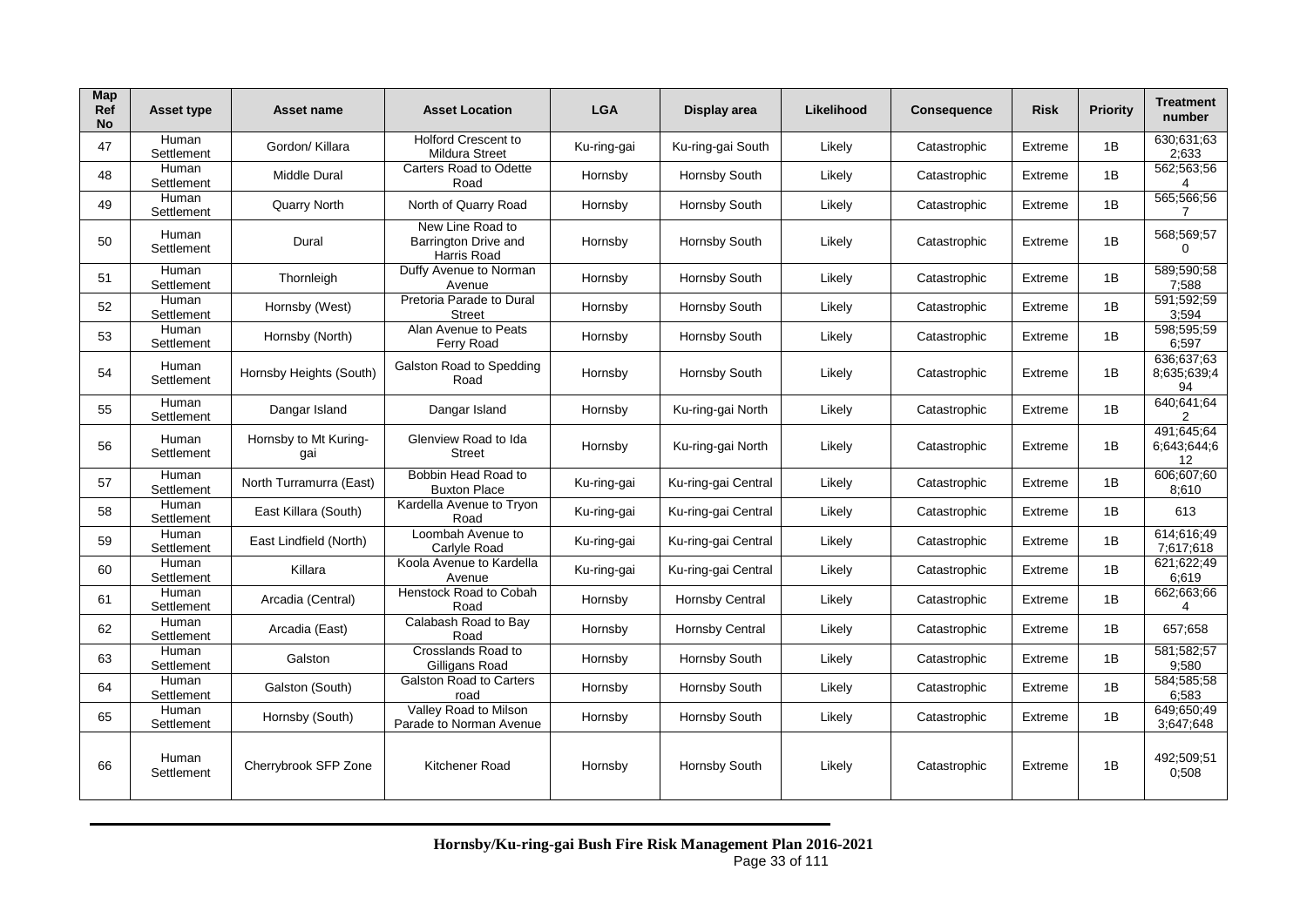| Map Ref No | Asset type | Asset name | Asset Location | LGA | Display area | Likelihood | Consequence | Risk | Priority | Treatment number |
|---|---|---|---|---|---|---|---|---|---|---|
| 47 | Human Settlement | Gordon/ Killara | Holford Crescent to Mildura Street | Ku-ring-gai | Ku-ring-gai South | Likely | Catastrophic | Extreme | 1B | 630;631;632;633 |
| 48 | Human Settlement | Middle Dural | Carters Road to Odette Road | Hornsby | Hornsby South | Likely | Catastrophic | Extreme | 1B | 562;563;564 |
| 49 | Human Settlement | Quarry North | North of Quarry Road | Hornsby | Hornsby South | Likely | Catastrophic | Extreme | 1B | 565;566;567 |
| 50 | Human Settlement | Dural | New Line Road to Barrington Drive and Harris Road | Hornsby | Hornsby South | Likely | Catastrophic | Extreme | 1B | 568;569;570 |
| 51 | Human Settlement | Thornleigh | Duffy Avenue to Norman Avenue | Hornsby | Hornsby South | Likely | Catastrophic | Extreme | 1B | 589;590;587;588 |
| 52 | Human Settlement | Hornsby (West) | Pretoria Parade to Dural Street | Hornsby | Hornsby South | Likely | Catastrophic | Extreme | 1B | 591;592;593;594 |
| 53 | Human Settlement | Hornsby (North) | Alan Avenue to Peats Ferry Road | Hornsby | Hornsby South | Likely | Catastrophic | Extreme | 1B | 598;595;596;597 |
| 54 | Human Settlement | Hornsby Heights (South) | Galston Road to Spedding Road | Hornsby | Hornsby South | Likely | Catastrophic | Extreme | 1B | 636;637;638;635;639;494 |
| 55 | Human Settlement | Dangar Island | Dangar Island | Hornsby | Ku-ring-gai North | Likely | Catastrophic | Extreme | 1B | 640;641;642 |
| 56 | Human Settlement | Hornsby to Mt Kuring-gai | Glenview Road to Ida Street | Hornsby | Ku-ring-gai North | Likely | Catastrophic | Extreme | 1B | 491;645;646;643;644;612 |
| 57 | Human Settlement | North Turramurra (East) | Bobbin Head Road to Buxton Place | Ku-ring-gai | Ku-ring-gai Central | Likely | Catastrophic | Extreme | 1B | 606;607;608;610 |
| 58 | Human Settlement | East Killara (South) | Kardella Avenue to Tryon Road | Ku-ring-gai | Ku-ring-gai Central | Likely | Catastrophic | Extreme | 1B | 613 |
| 59 | Human Settlement | East Lindfield (North) | Loombah Avenue to Carlyle Road | Ku-ring-gai | Ku-ring-gai Central | Likely | Catastrophic | Extreme | 1B | 614;616;497;617;618 |
| 60 | Human Settlement | Killara | Koola Avenue to Kardella Avenue | Ku-ring-gai | Ku-ring-gai Central | Likely | Catastrophic | Extreme | 1B | 621;622;496;619 |
| 61 | Human Settlement | Arcadia (Central) | Henstock Road to Cobah Road | Hornsby | Hornsby Central | Likely | Catastrophic | Extreme | 1B | 662;663;664 |
| 62 | Human Settlement | Arcadia (East) | Calabash Road to Bay Road | Hornsby | Hornsby Central | Likely | Catastrophic | Extreme | 1B | 657;658 |
| 63 | Human Settlement | Galston | Crosslands Road to Gilligans Road | Hornsby | Hornsby South | Likely | Catastrophic | Extreme | 1B | 581;582;579;580 |
| 64 | Human Settlement | Galston (South) | Galston Road to Carters road | Hornsby | Hornsby South | Likely | Catastrophic | Extreme | 1B | 584;585;586;583 |
| 65 | Human Settlement | Hornsby (South) | Valley Road to Milson Parade to Norman Avenue | Hornsby | Hornsby South | Likely | Catastrophic | Extreme | 1B | 649;650;493;647;648 |
| 66 | Human Settlement | Cherrybrook SFP Zone | Kitchener Road | Hornsby | Hornsby South | Likely | Catastrophic | Extreme | 1B | 492;509;510;508 |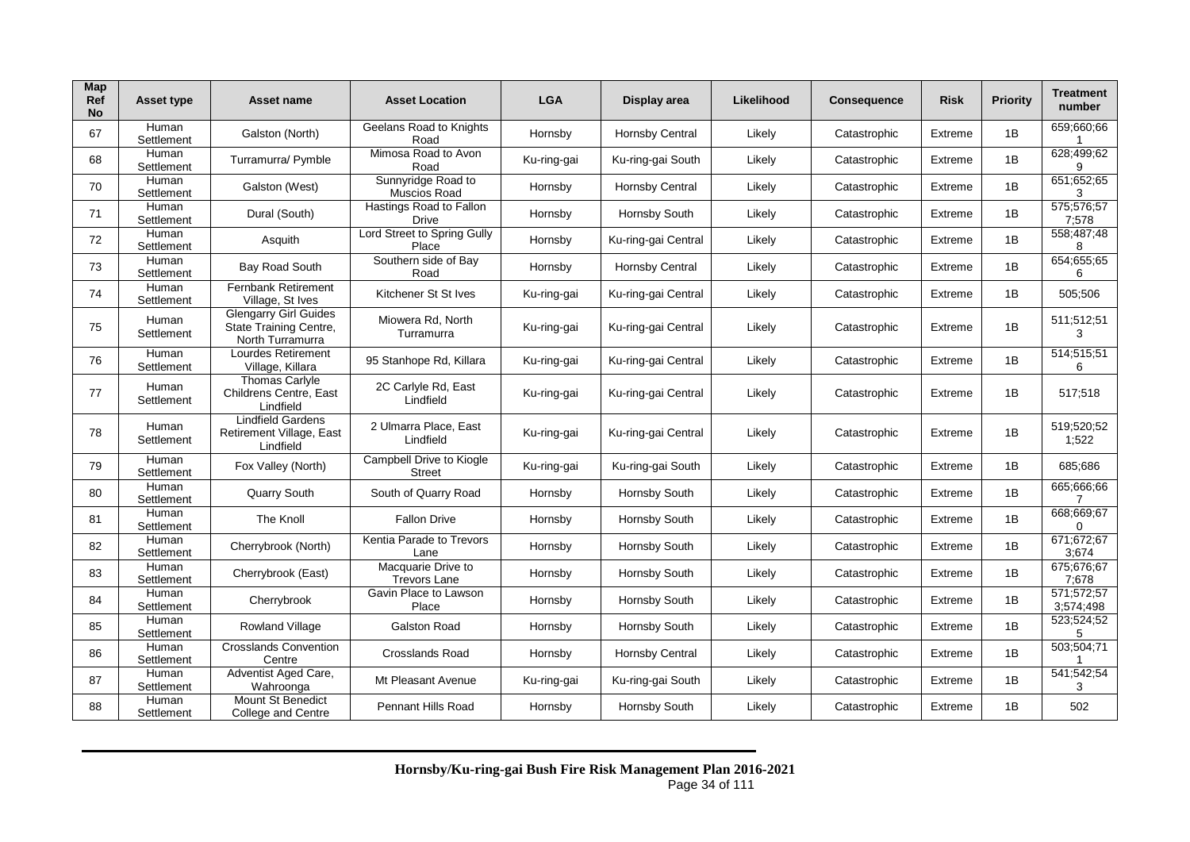| Map Ref No | Asset type | Asset name | Asset Location | LGA | Display area | Likelihood | Consequence | Risk | Priority | Treatment number |
|---|---|---|---|---|---|---|---|---|---|---|
| 67 | Human Settlement | Galston (North) | Geelans Road to Knights Road | Hornsby | Hornsby Central | Likely | Catastrophic | Extreme | 1B | 659;660;661 |
| 68 | Human Settlement | Turramurra/ Pymble | Mimosa Road to Avon Road | Ku-ring-gai | Ku-ring-gai South | Likely | Catastrophic | Extreme | 1B | 628;499;629 |
| 70 | Human Settlement | Galston (West) | Sunnyridge Road to Muscios Road | Hornsby | Hornsby Central | Likely | Catastrophic | Extreme | 1B | 651;652;653 |
| 71 | Human Settlement | Dural (South) | Hastings Road to Fallon Drive | Hornsby | Hornsby South | Likely | Catastrophic | Extreme | 1B | 575;576;577;578 |
| 72 | Human Settlement | Asquith | Lord Street to Spring Gully Place | Hornsby | Ku-ring-gai Central | Likely | Catastrophic | Extreme | 1B | 558;487;488 |
| 73 | Human Settlement | Bay Road South | Southern side of Bay Road | Hornsby | Hornsby Central | Likely | Catastrophic | Extreme | 1B | 654;655;656 |
| 74 | Human Settlement | Fernbank Retirement Village, St Ives | Kitchener St St Ives | Ku-ring-gai | Ku-ring-gai Central | Likely | Catastrophic | Extreme | 1B | 505;506 |
| 75 | Human Settlement | Glengarry Girl Guides State Training Centre, North Turramurra | Miowera Rd, North Turramurra | Ku-ring-gai | Ku-ring-gai Central | Likely | Catastrophic | Extreme | 1B | 511;512;513 |
| 76 | Human Settlement | Lourdes Retirement Village, Killara | 95 Stanhope Rd, Killara | Ku-ring-gai | Ku-ring-gai Central | Likely | Catastrophic | Extreme | 1B | 514;515;516 |
| 77 | Human Settlement | Thomas Carlyle Childrens Centre, East Lindfield | 2C Carlyle Rd, East Lindfield | Ku-ring-gai | Ku-ring-gai Central | Likely | Catastrophic | Extreme | 1B | 517;518 |
| 78 | Human Settlement | Lindfield Gardens Retirement Village, East Lindfield | 2 Ulmarra Place, East Lindfield | Ku-ring-gai | Ku-ring-gai Central | Likely | Catastrophic | Extreme | 1B | 519;520;521;522 |
| 79 | Human Settlement | Fox Valley (North) | Campbell Drive to Kiogle Street | Ku-ring-gai | Ku-ring-gai South | Likely | Catastrophic | Extreme | 1B | 685;686 |
| 80 | Human Settlement | Quarry South | South of Quarry Road | Hornsby | Hornsby South | Likely | Catastrophic | Extreme | 1B | 665;666;667 |
| 81 | Human Settlement | The Knoll | Fallon Drive | Hornsby | Hornsby South | Likely | Catastrophic | Extreme | 1B | 668;669;670 |
| 82 | Human Settlement | Cherrybrook (North) | Kentia Parade to Trevors Lane | Hornsby | Hornsby South | Likely | Catastrophic | Extreme | 1B | 671;672;673;674 |
| 83 | Human Settlement | Cherrybrook (East) | Macquarie Drive to Trevors Lane | Hornsby | Hornsby South | Likely | Catastrophic | Extreme | 1B | 675;676;677;678 |
| 84 | Human Settlement | Cherrybrook | Gavin Place to Lawson Place | Hornsby | Hornsby South | Likely | Catastrophic | Extreme | 1B | 571;572;573;574;498 |
| 85 | Human Settlement | Rowland Village | Galston Road | Hornsby | Hornsby South | Likely | Catastrophic | Extreme | 1B | 523;524;525 |
| 86 | Human Settlement | Crosslands Convention Centre | Crosslands Road | Hornsby | Hornsby Central | Likely | Catastrophic | Extreme | 1B | 503;504;711 |
| 87 | Human Settlement | Adventist Aged Care, Wahroonga | Mt Pleasant Avenue | Ku-ring-gai | Ku-ring-gai South | Likely | Catastrophic | Extreme | 1B | 541;542;543 |
| 88 | Human Settlement | Mount St Benedict College and Centre | Pennant Hills Road | Hornsby | Hornsby South | Likely | Catastrophic | Extreme | 1B | 502 |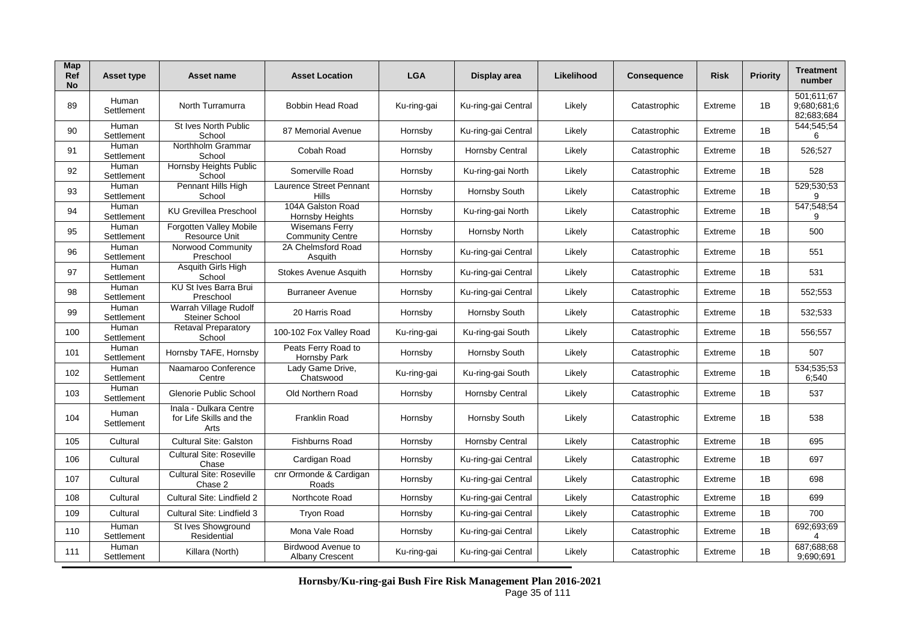| Map Ref No | Asset type | Asset name | Asset Location | LGA | Display area | Likelihood | Consequence | Risk | Priority | Treatment number |
|---|---|---|---|---|---|---|---|---|---|---|
| 89 | Human Settlement | North Turramurra | Bobbin Head Road | Ku-ring-gai | Ku-ring-gai Central | Likely | Catastrophic | Extreme | 1B | 501;611;679;680;681;682;683;684 |
| 90 | Human Settlement | St Ives North Public School | 87 Memorial Avenue | Hornsby | Ku-ring-gai Central | Likely | Catastrophic | Extreme | 1B | 544;545;546 |
| 91 | Human Settlement | Northholm Grammar School | Cobah Road | Hornsby | Hornsby Central | Likely | Catastrophic | Extreme | 1B | 526;527 |
| 92 | Human Settlement | Hornsby Heights Public School | Somerville Road | Hornsby | Ku-ring-gai North | Likely | Catastrophic | Extreme | 1B | 528 |
| 93 | Human Settlement | Pennant Hills High School | Laurence Street Pennant Hills | Hornsby | Hornsby South | Likely | Catastrophic | Extreme | 1B | 529;530;539 |
| 94 | Human Settlement | KU Grevillea Preschool | 104A Galston Road Hornsby Heights | Hornsby | Ku-ring-gai North | Likely | Catastrophic | Extreme | 1B | 547;548;549 |
| 95 | Human Settlement | Forgotten Valley Mobile Resource Unit | Wisemans Ferry Community Centre | Hornsby | Hornsby North | Likely | Catastrophic | Extreme | 1B | 500 |
| 96 | Human Settlement | Norwood Community Preschool | 2A Chelmsford Road Asquith | Hornsby | Ku-ring-gai Central | Likely | Catastrophic | Extreme | 1B | 551 |
| 97 | Human Settlement | Asquith Girls High School | Stokes Avenue Asquith | Hornsby | Ku-ring-gai Central | Likely | Catastrophic | Extreme | 1B | 531 |
| 98 | Human Settlement | KU St Ives Barra Brui Preschool | Burraneer Avenue | Hornsby | Ku-ring-gai Central | Likely | Catastrophic | Extreme | 1B | 552;553 |
| 99 | Human Settlement | Warrah Village Rudolf Steiner School | 20 Harris Road | Hornsby | Hornsby South | Likely | Catastrophic | Extreme | 1B | 532;533 |
| 100 | Human Settlement | Retaval Preparatory School | 100-102 Fox Valley Road | Ku-ring-gai | Ku-ring-gai South | Likely | Catastrophic | Extreme | 1B | 556;557 |
| 101 | Human Settlement | Hornsby TAFE, Hornsby | Peats Ferry Road to Hornsby Park | Hornsby | Hornsby South | Likely | Catastrophic | Extreme | 1B | 507 |
| 102 | Human Settlement | Naamaroo Conference Centre | Lady Game Drive, Chatswood | Ku-ring-gai | Ku-ring-gai South | Likely | Catastrophic | Extreme | 1B | 534;535;536;540 |
| 103 | Human Settlement | Glenorie Public School | Old Northern Road | Hornsby | Hornsby Central | Likely | Catastrophic | Extreme | 1B | 537 |
| 104 | Human Settlement | Inala - Dulkara Centre for Life Skills and the Arts | Franklin Road | Hornsby | Hornsby South | Likely | Catastrophic | Extreme | 1B | 538 |
| 105 | Cultural | Cultural Site: Galston | Fishburns Road | Hornsby | Hornsby Central | Likely | Catastrophic | Extreme | 1B | 695 |
| 106 | Cultural | Cultural Site: Roseville Chase | Cardigan Road | Hornsby | Ku-ring-gai Central | Likely | Catastrophic | Extreme | 1B | 697 |
| 107 | Cultural | Cultural Site: Roseville Chase 2 | cnr Ormonde & Cardigan Roads | Hornsby | Ku-ring-gai Central | Likely | Catastrophic | Extreme | 1B | 698 |
| 108 | Cultural | Cultural Site: Lindfield 2 | Northcote Road | Hornsby | Ku-ring-gai Central | Likely | Catastrophic | Extreme | 1B | 699 |
| 109 | Cultural | Cultural Site: Lindfield 3 | Tryon Road | Hornsby | Ku-ring-gai Central | Likely | Catastrophic | Extreme | 1B | 700 |
| 110 | Human Settlement | St Ives Showground Residential | Mona Vale Road | Hornsby | Ku-ring-gai Central | Likely | Catastrophic | Extreme | 1B | 692;693;694 |
| 111 | Human Settlement | Killara (North) | Birdwood Avenue to Albany Crescent | Ku-ring-gai | Ku-ring-gai Central | Likely | Catastrophic | Extreme | 1B | 687;688;689;690;691 |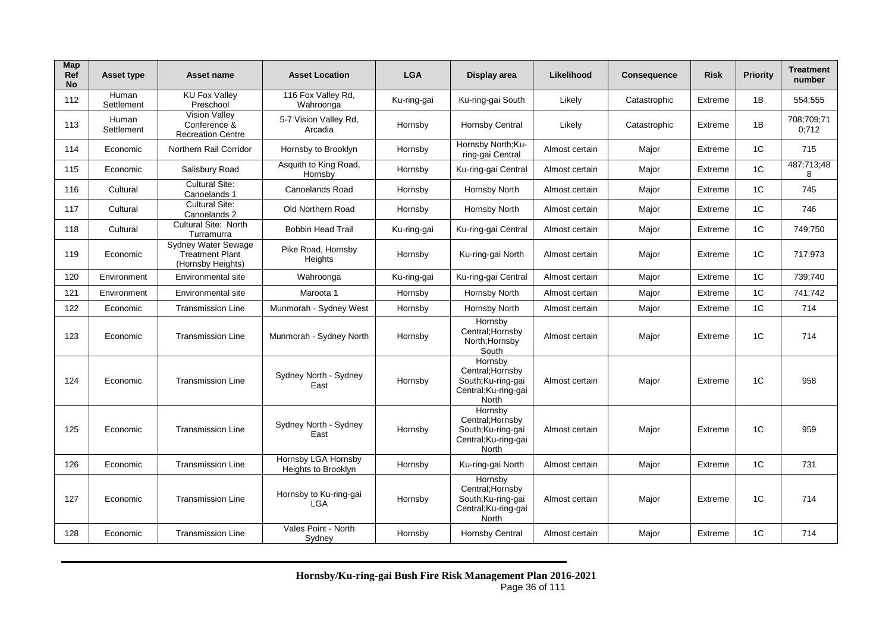| Map Ref No | Asset type | Asset name | Asset Location | LGA | Display area | Likelihood | Consequence | Risk | Priority | Treatment number |
|---|---|---|---|---|---|---|---|---|---|---|
| 112 | Human Settlement | KU Fox Valley Preschool | 116 Fox Valley Rd, Wahroonga | Ku-ring-gai | Ku-ring-gai South | Likely | Catastrophic | Extreme | 1B | 554;555 |
| 113 | Human Settlement | Vision Valley Conference & Recreation Centre | 5-7 Vision Valley Rd, Arcadia | Hornsby | Hornsby Central | Likely | Catastrophic | Extreme | 1B | 708;709;710;712 |
| 114 | Economic | Northern Rail Corridor | Hornsby to Brooklyn | Hornsby | Hornsby North;Ku-ring-gai Central | Almost certain | Major | Extreme | 1C | 715 |
| 115 | Economic | Salisbury Road | Asquith to King Road, Hornsby | Hornsby | Ku-ring-gai Central | Almost certain | Major | Extreme | 1C | 487;713;488 |
| 116 | Cultural | Cultural Site: Canoelands 1 | Canoelands Road | Hornsby | Hornsby North | Almost certain | Major | Extreme | 1C | 745 |
| 117 | Cultural | Cultural Site: Canoelands 2 | Old Northern Road | Hornsby | Hornsby North | Almost certain | Major | Extreme | 1C | 746 |
| 118 | Cultural | Cultural Site: North Turramurra | Bobbin Head Trail | Ku-ring-gai | Ku-ring-gai Central | Almost certain | Major | Extreme | 1C | 749;750 |
| 119 | Economic | Sydney Water Sewage Treatment Plant (Hornsby Heights) | Pike Road, Hornsby Heights | Hornsby | Ku-ring-gai North | Almost certain | Major | Extreme | 1C | 717;973 |
| 120 | Environment | Environmental site | Wahroonga | Ku-ring-gai | Ku-ring-gai Central | Almost certain | Major | Extreme | 1C | 739;740 |
| 121 | Environment | Environmental site | Maroota 1 | Hornsby | Hornsby North | Almost certain | Major | Extreme | 1C | 741;742 |
| 122 | Economic | Transmission Line | Munmorah - Sydney West | Hornsby | Hornsby North | Almost certain | Major | Extreme | 1C | 714 |
| 123 | Economic | Transmission Line | Munmorah - Sydney North | Hornsby | Hornsby Central;Hornsby North;Hornsby South | Almost certain | Major | Extreme | 1C | 714 |
| 124 | Economic | Transmission Line | Sydney North - Sydney East | Hornsby | Hornsby Central;Hornsby South;Ku-ring-gai Central;Ku-ring-gai North | Almost certain | Major | Extreme | 1C | 958 |
| 125 | Economic | Transmission Line | Sydney North - Sydney East | Hornsby | Hornsby Central;Hornsby South;Ku-ring-gai Central;Ku-ring-gai North | Almost certain | Major | Extreme | 1C | 959 |
| 126 | Economic | Transmission Line | Hornsby LGA Hornsby Heights to Brooklyn | Hornsby | Ku-ring-gai North | Almost certain | Major | Extreme | 1C | 731 |
| 127 | Economic | Transmission Line | Hornsby to Ku-ring-gai LGA | Hornsby | Hornsby Central;Hornsby South;Ku-ring-gai Central;Ku-ring-gai North | Almost certain | Major | Extreme | 1C | 714 |
| 128 | Economic | Transmission Line | Vales Point - North Sydney | Hornsby | Hornsby Central | Almost certain | Major | Extreme | 1C | 714 |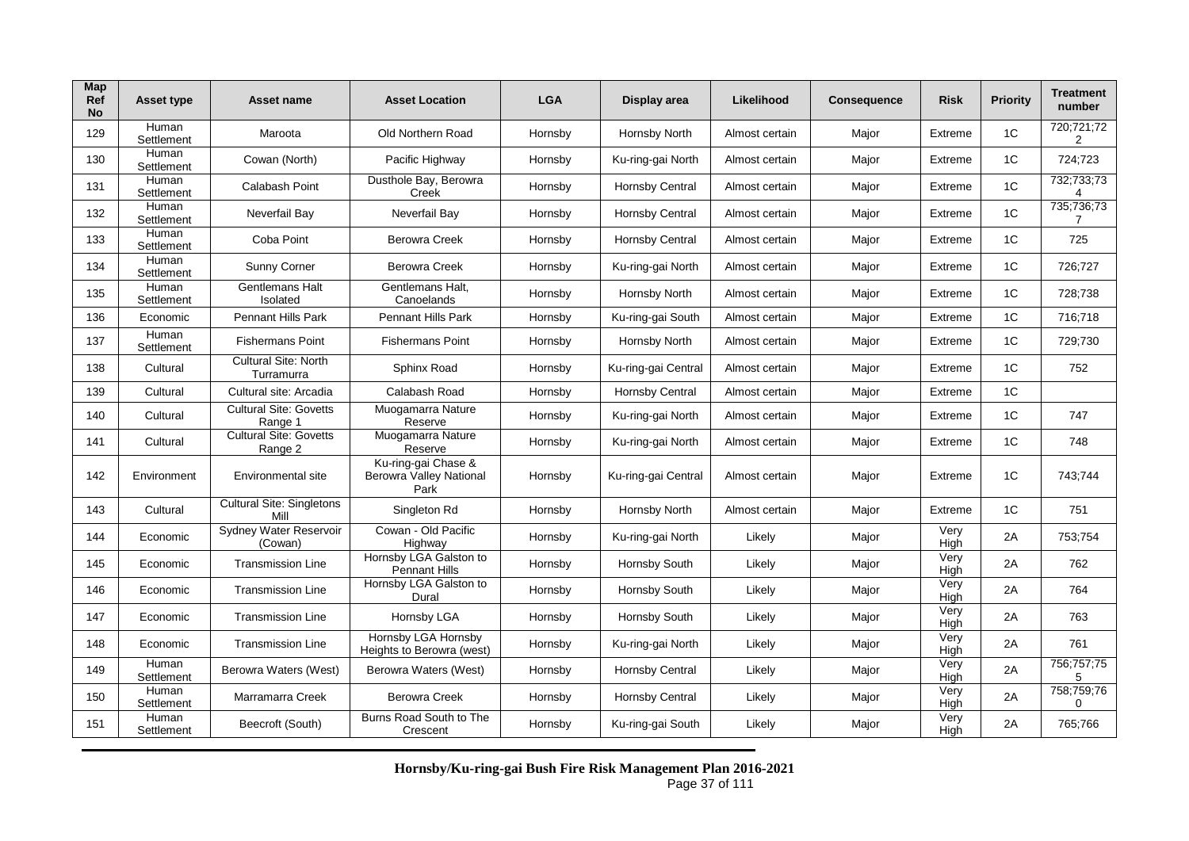| Map Ref No | Asset type | Asset name | Asset Location | LGA | Display area | Likelihood | Consequence | Risk | Priority | Treatment number |
|---|---|---|---|---|---|---|---|---|---|---|
| 129 | Human Settlement | Maroota | Old Northern Road | Hornsby | Hornsby North | Almost certain | Major | Extreme | 1C | 720;721;722 |
| 130 | Human Settlement | Cowan (North) | Pacific Highway | Hornsby | Ku-ring-gai North | Almost certain | Major | Extreme | 1C | 724;723 |
| 131 | Human Settlement | Calabash Point | Dusthole Bay, Berowra Creek | Hornsby | Hornsby Central | Almost certain | Major | Extreme | 1C | 732;733;734 |
| 132 | Human Settlement | Neverfail Bay | Neverfail Bay | Hornsby | Hornsby Central | Almost certain | Major | Extreme | 1C | 735;736;737 |
| 133 | Human Settlement | Coba Point | Berowra Creek | Hornsby | Hornsby Central | Almost certain | Major | Extreme | 1C | 725 |
| 134 | Human Settlement | Sunny Corner | Berowra Creek | Hornsby | Ku-ring-gai North | Almost certain | Major | Extreme | 1C | 726;727 |
| 135 | Human Settlement | Gentlemans Halt Isolated | Gentlemans Halt, Canoelands | Hornsby | Hornsby North | Almost certain | Major | Extreme | 1C | 728;738 |
| 136 | Economic | Pennant Hills Park | Pennant Hills Park | Hornsby | Ku-ring-gai South | Almost certain | Major | Extreme | 1C | 716;718 |
| 137 | Human Settlement | Fishermans Point | Fishermans Point | Hornsby | Hornsby North | Almost certain | Major | Extreme | 1C | 729;730 |
| 138 | Cultural | Cultural Site: North Turramurra | Sphinx Road | Hornsby | Ku-ring-gai Central | Almost certain | Major | Extreme | 1C | 752 |
| 139 | Cultural | Cultural site: Arcadia | Calabash Road | Hornsby | Hornsby Central | Almost certain | Major | Extreme | 1C | |
| 140 | Cultural | Cultural Site: Govetts Range 1 | Muogamarra Nature Reserve | Hornsby | Ku-ring-gai North | Almost certain | Major | Extreme | 1C | 747 |
| 141 | Cultural | Cultural Site: Govetts Range 2 | Muogamarra Nature Reserve | Hornsby | Ku-ring-gai North | Almost certain | Major | Extreme | 1C | 748 |
| 142 | Environment | Environmental site | Ku-ring-gai Chase & Berowra Valley National Park | Hornsby | Ku-ring-gai Central | Almost certain | Major | Extreme | 1C | 743;744 |
| 143 | Cultural | Cultural Site: Singletons Mill | Singleton Rd | Hornsby | Hornsby North | Almost certain | Major | Extreme | 1C | 751 |
| 144 | Economic | Sydney Water Reservoir (Cowan) | Cowan - Old Pacific Highway | Hornsby | Ku-ring-gai North | Likely | Major | Very High | 2A | 753;754 |
| 145 | Economic | Transmission Line | Hornsby LGA Galston to Pennant Hills | Hornsby | Hornsby South | Likely | Major | Very High | 2A | 762 |
| 146 | Economic | Transmission Line | Hornsby LGA Galston to Dural | Hornsby | Hornsby South | Likely | Major | Very High | 2A | 764 |
| 147 | Economic | Transmission Line | Hornsby LGA | Hornsby | Hornsby South | Likely | Major | Very High | 2A | 763 |
| 148 | Economic | Transmission Line | Hornsby LGA Hornsby Heights to Berowra (west) | Hornsby | Ku-ring-gai North | Likely | Major | Very High | 2A | 761 |
| 149 | Human Settlement | Berowra Waters (West) | Berowra Waters (West) | Hornsby | Hornsby Central | Likely | Major | Very High | 2A | 756;757;755 |
| 150 | Human Settlement | Marramarra Creek | Berowra Creek | Hornsby | Hornsby Central | Likely | Major | Very High | 2A | 758;759;760 |
| 151 | Human Settlement | Beecroft (South) | Burns Road South to The Crescent | Hornsby | Ku-ring-gai South | Likely | Major | Very High | 2A | 765;766 |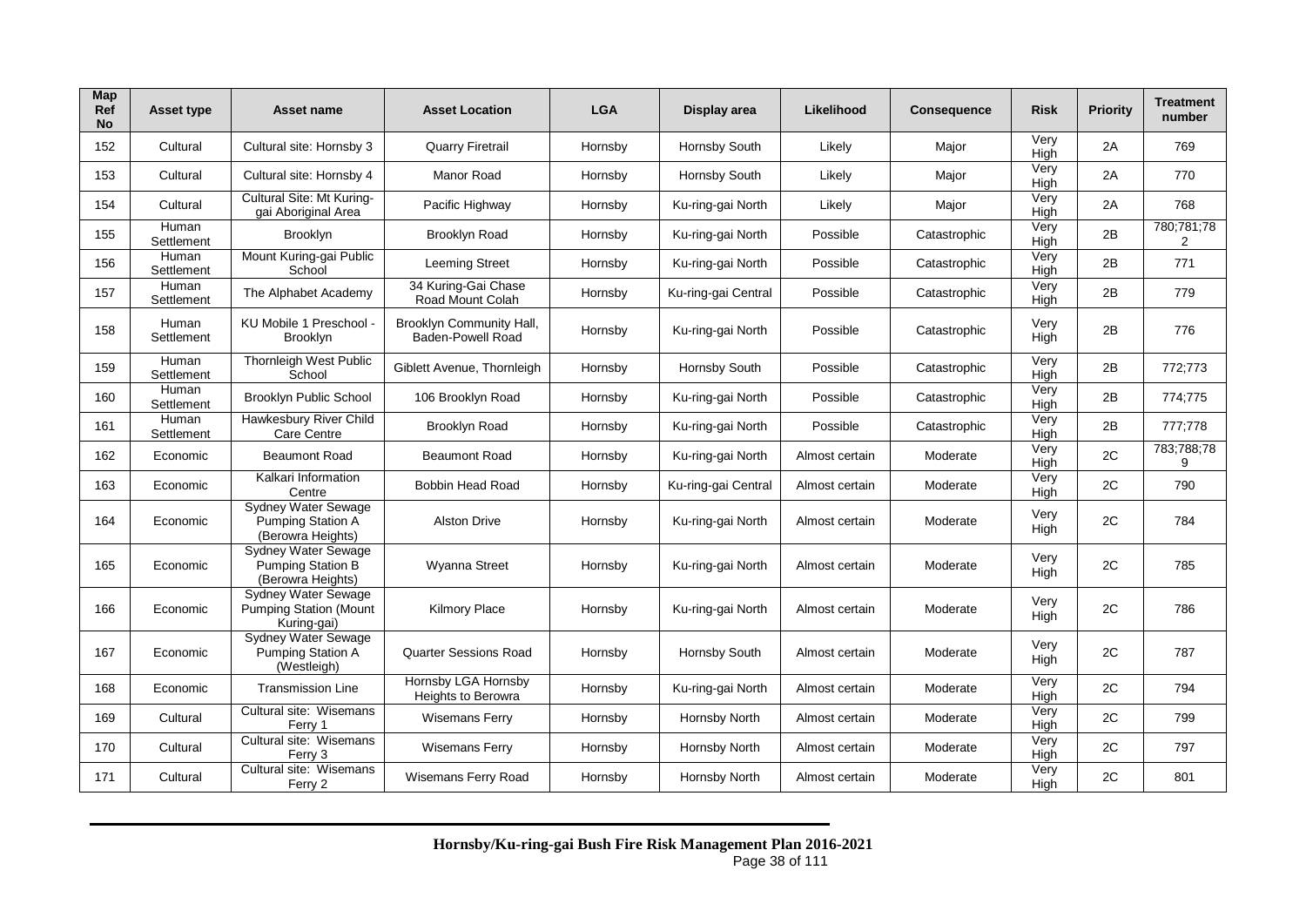| Map Ref No | Asset type | Asset name | Asset Location | LGA | Display area | Likelihood | Consequence | Risk | Priority | Treatment number |
|---|---|---|---|---|---|---|---|---|---|---|
| 152 | Cultural | Cultural site: Hornsby 3 | Quarry Firetrail | Hornsby | Hornsby South | Likely | Major | Very High | 2A | 769 |
| 153 | Cultural | Cultural site: Hornsby 4 | Manor Road | Hornsby | Hornsby South | Likely | Major | Very High | 2A | 770 |
| 154 | Cultural | Cultural Site: Mt Kuring-gai Aboriginal Area | Pacific Highway | Hornsby | Ku-ring-gai North | Likely | Major | Very High | 2A | 768 |
| 155 | Human Settlement | Brooklyn | Brooklyn Road | Hornsby | Ku-ring-gai North | Possible | Catastrophic | Very High | 2B | 780;781;782 |
| 156 | Human Settlement | Mount Kuring-gai Public School | Leeming Street | Hornsby | Ku-ring-gai North | Possible | Catastrophic | Very High | 2B | 771 |
| 157 | Human Settlement | The Alphabet Academy | 34 Kuring-Gai Chase Road Mount Colah | Hornsby | Ku-ring-gai Central | Possible | Catastrophic | Very High | 2B | 779 |
| 158 | Human Settlement | KU Mobile 1 Preschool - Brooklyn | Brooklyn Community Hall, Baden-Powell Road | Hornsby | Ku-ring-gai North | Possible | Catastrophic | Very High | 2B | 776 |
| 159 | Human Settlement | Thornleigh West Public School | Giblett Avenue, Thornleigh | Hornsby | Hornsby South | Possible | Catastrophic | Very High | 2B | 772;773 |
| 160 | Human Settlement | Brooklyn Public School | 106 Brooklyn Road | Hornsby | Ku-ring-gai North | Possible | Catastrophic | Very High | 2B | 774;775 |
| 161 | Human Settlement | Hawkesbury River Child Care Centre | Brooklyn Road | Hornsby | Ku-ring-gai North | Possible | Catastrophic | Very High | 2B | 777;778 |
| 162 | Economic | Beaumont Road | Beaumont Road | Hornsby | Ku-ring-gai North | Almost certain | Moderate | Very High | 2C | 783;788;789 |
| 163 | Economic | Kalkari Information Centre | Bobbin Head Road | Hornsby | Ku-ring-gai Central | Almost certain | Moderate | Very High | 2C | 790 |
| 164 | Economic | Sydney Water Sewage Pumping Station A (Berowra Heights) | Alston Drive | Hornsby | Ku-ring-gai North | Almost certain | Moderate | Very High | 2C | 784 |
| 165 | Economic | Sydney Water Sewage Pumping Station B (Berowra Heights) | Wyanna Street | Hornsby | Ku-ring-gai North | Almost certain | Moderate | Very High | 2C | 785 |
| 166 | Economic | Sydney Water Sewage Pumping Station (Mount Kuring-gai) | Kilmory Place | Hornsby | Ku-ring-gai North | Almost certain | Moderate | Very High | 2C | 786 |
| 167 | Economic | Sydney Water Sewage Pumping Station A (Westleigh) | Quarter Sessions Road | Hornsby | Hornsby South | Almost certain | Moderate | Very High | 2C | 787 |
| 168 | Economic | Transmission Line | Hornsby LGA Hornsby Heights to Berowra | Hornsby | Ku-ring-gai North | Almost certain | Moderate | Very High | 2C | 794 |
| 169 | Cultural | Cultural site: Wisemans Ferry 1 | Wisemans Ferry | Hornsby | Hornsby North | Almost certain | Moderate | Very High | 2C | 799 |
| 170 | Cultural | Cultural site: Wisemans Ferry 3 | Wisemans Ferry | Hornsby | Hornsby North | Almost certain | Moderate | Very High | 2C | 797 |
| 171 | Cultural | Cultural site: Wisemans Ferry 2 | Wisemans Ferry Road | Hornsby | Hornsby North | Almost certain | Moderate | Very High | 2C | 801 |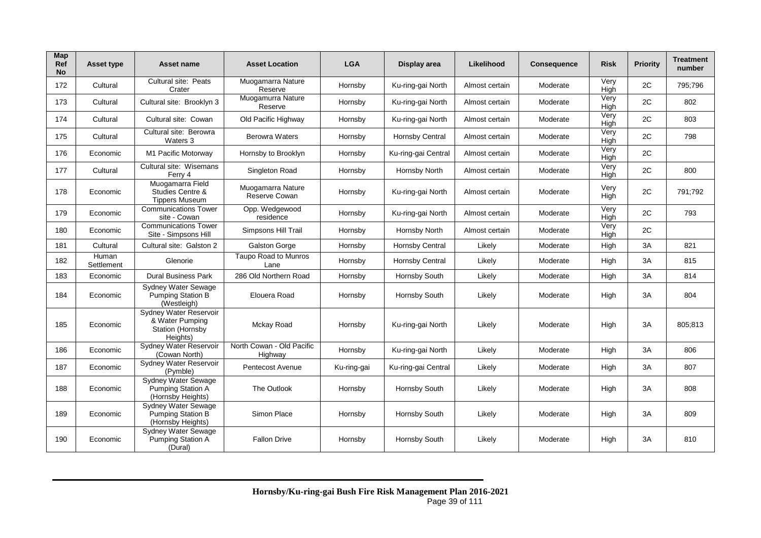| Map Ref No | Asset type | Asset name | Asset Location | LGA | Display area | Likelihood | Consequence | Risk | Priority | Treatment number |
|---|---|---|---|---|---|---|---|---|---|---|
| 172 | Cultural | Cultural site: Peats Crater | Muogamarra Nature Reserve | Hornsby | Ku-ring-gai North | Almost certain | Moderate | Very High | 2C | 795;796 |
| 173 | Cultural | Cultural site: Brooklyn 3 | Muogamurra Nature Reserve | Hornsby | Ku-ring-gai North | Almost certain | Moderate | Very High | 2C | 802 |
| 174 | Cultural | Cultural site: Cowan | Old Pacific Highway | Hornsby | Ku-ring-gai North | Almost certain | Moderate | Very High | 2C | 803 |
| 175 | Cultural | Cultural site: Berowra Waters 3 | Berowra Waters | Hornsby | Hornsby Central | Almost certain | Moderate | Very High | 2C | 798 |
| 176 | Economic | M1 Pacific Motorway | Hornsby to Brooklyn | Hornsby | Ku-ring-gai Central | Almost certain | Moderate | Very High | 2C | |
| 177 | Cultural | Cultural site: Wisemans Ferry 4 | Singleton Road | Hornsby | Hornsby North | Almost certain | Moderate | Very High | 2C | 800 |
| 178 | Economic | Muogamarra Field Studies Centre & Tippers Museum | Muogamarra Nature Reserve Cowan | Hornsby | Ku-ring-gai North | Almost certain | Moderate | Very High | 2C | 791;792 |
| 179 | Economic | Communications Tower site - Cowan | Opp. Wedgewood residence | Hornsby | Ku-ring-gai North | Almost certain | Moderate | Very High | 2C | 793 |
| 180 | Economic | Communications Tower Site - Simpsons Hill | Simpsons Hill Trail | Hornsby | Hornsby North | Almost certain | Moderate | Very High | 2C | |
| 181 | Cultural | Cultural site: Galston 2 | Galston Gorge | Hornsby | Hornsby Central | Likely | Moderate | High | 3A | 821 |
| 182 | Human Settlement | Glenorie | Taupo Road to Munros Lane | Hornsby | Hornsby Central | Likely | Moderate | High | 3A | 815 |
| 183 | Economic | Dural Business Park | 286 Old Northern Road | Hornsby | Hornsby South | Likely | Moderate | High | 3A | 814 |
| 184 | Economic | Sydney Water Sewage Pumping Station B (Westleigh) | Elouera Road | Hornsby | Hornsby South | Likely | Moderate | High | 3A | 804 |
| 185 | Economic | Sydney Water Reservoir & Water Pumping Station (Hornsby Heights) | Mckay Road | Hornsby | Ku-ring-gai North | Likely | Moderate | High | 3A | 805;813 |
| 186 | Economic | Sydney Water Reservoir (Cowan North) | North Cowan - Old Pacific Highway | Hornsby | Ku-ring-gai North | Likely | Moderate | High | 3A | 806 |
| 187 | Economic | Sydney Water Reservoir (Pymble) | Pentecost Avenue | Ku-ring-gai | Ku-ring-gai Central | Likely | Moderate | High | 3A | 807 |
| 188 | Economic | Sydney Water Sewage Pumping Station A (Hornsby Heights) | The Outlook | Hornsby | Hornsby South | Likely | Moderate | High | 3A | 808 |
| 189 | Economic | Sydney Water Sewage Pumping Station B (Hornsby Heights) | Simon Place | Hornsby | Hornsby South | Likely | Moderate | High | 3A | 809 |
| 190 | Economic | Sydney Water Sewage Pumping Station A (Dural) | Fallon Drive | Hornsby | Hornsby South | Likely | Moderate | High | 3A | 810 |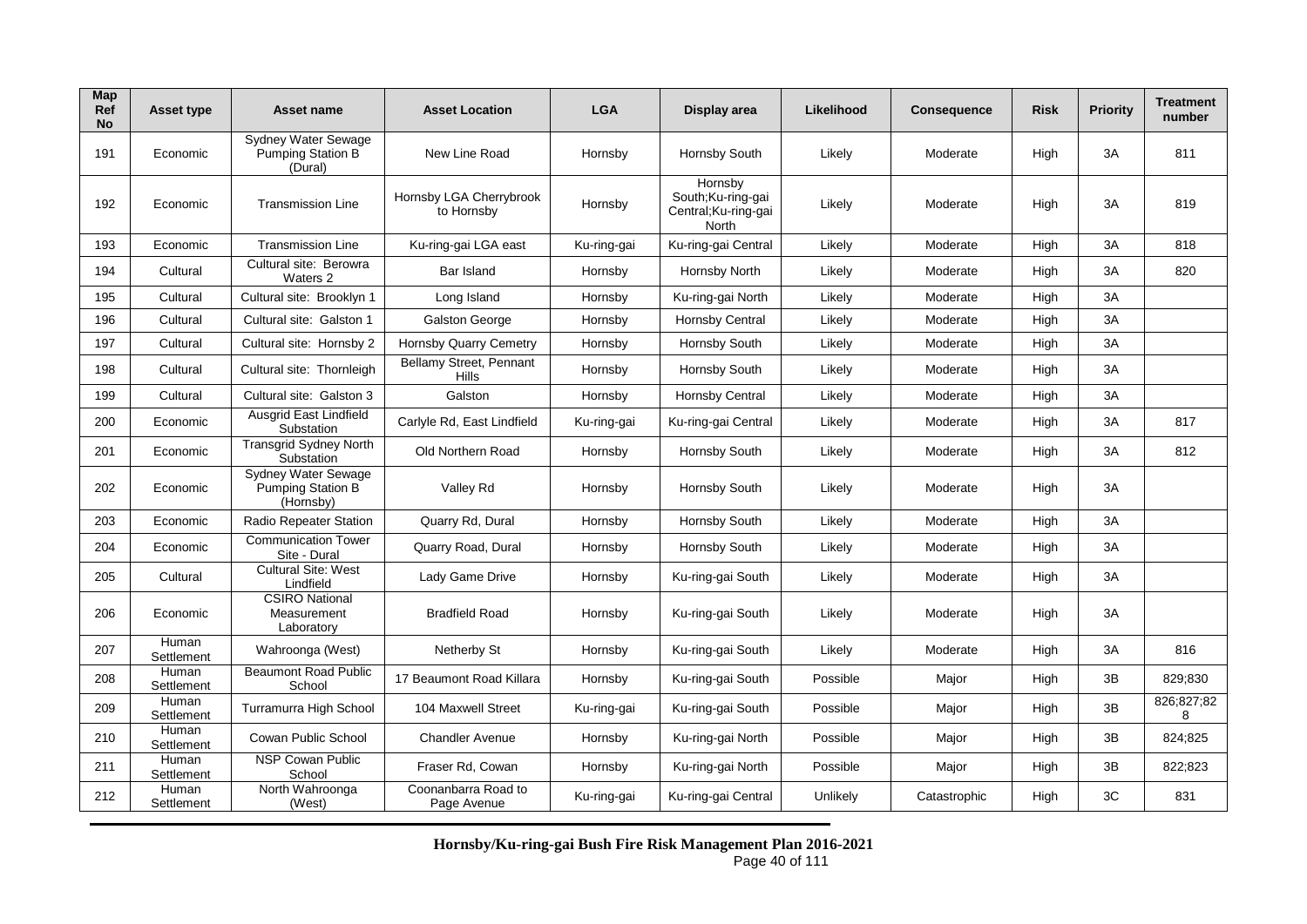| Map Ref No | Asset type | Asset name | Asset Location | LGA | Display area | Likelihood | Consequence | Risk | Priority | Treatment number |
|---|---|---|---|---|---|---|---|---|---|---|
| 191 | Economic | Sydney Water Sewage Pumping Station B (Dural) | New Line Road | Hornsby | Hornsby South | Likely | Moderate | High | 3A | 811 |
| 192 | Economic | Transmission Line | Hornsby LGA Cherrybrook to Hornsby | Hornsby | Hornsby South;Ku-ring-gai Central;Ku-ring-gai North | Likely | Moderate | High | 3A | 819 |
| 193 | Economic | Transmission Line | Ku-ring-gai LGA east | Ku-ring-gai | Ku-ring-gai Central | Likely | Moderate | High | 3A | 818 |
| 194 | Cultural | Cultural site: Berowra Waters 2 | Bar Island | Hornsby | Hornsby North | Likely | Moderate | High | 3A | 820 |
| 195 | Cultural | Cultural site: Brooklyn 1 | Long Island | Hornsby | Ku-ring-gai North | Likely | Moderate | High | 3A | |
| 196 | Cultural | Cultural site: Galston 1 | Galston George | Hornsby | Hornsby Central | Likely | Moderate | High | 3A | |
| 197 | Cultural | Cultural site: Hornsby 2 | Hornsby Quarry Cemetry | Hornsby | Hornsby South | Likely | Moderate | High | 3A | |
| 198 | Cultural | Cultural site: Thornleigh | Bellamy Street, Pennant Hills | Hornsby | Hornsby South | Likely | Moderate | High | 3A | |
| 199 | Cultural | Cultural site: Galston 3 | Galston | Hornsby | Hornsby Central | Likely | Moderate | High | 3A | |
| 200 | Economic | Ausgrid East Lindfield Substation | Carlyle Rd, East Lindfield | Ku-ring-gai | Ku-ring-gai Central | Likely | Moderate | High | 3A | 817 |
| 201 | Economic | Transgrid Sydney North Substation | Old Northern Road | Hornsby | Hornsby South | Likely | Moderate | High | 3A | 812 |
| 202 | Economic | Sydney Water Sewage Pumping Station B (Hornsby) | Valley Rd | Hornsby | Hornsby South | Likely | Moderate | High | 3A | |
| 203 | Economic | Radio Repeater Station | Quarry Rd, Dural | Hornsby | Hornsby South | Likely | Moderate | High | 3A | |
| 204 | Economic | Communication Tower Site - Dural | Quarry Road, Dural | Hornsby | Hornsby South | Likely | Moderate | High | 3A | |
| 205 | Cultural | Cultural Site: West Lindfield | Lady Game Drive | Hornsby | Ku-ring-gai South | Likely | Moderate | High | 3A | |
| 206 | Economic | CSIRO National Measurement Laboratory | Bradfield Road | Hornsby | Ku-ring-gai South | Likely | Moderate | High | 3A | |
| 207 | Human Settlement | Wahroonga (West) | Netherby St | Hornsby | Ku-ring-gai South | Likely | Moderate | High | 3A | 816 |
| 208 | Human Settlement | Beaumont Road Public School | 17 Beaumont Road Killara | Hornsby | Ku-ring-gai South | Possible | Major | High | 3B | 829;830 |
| 209 | Human Settlement | Turramurra High School | 104 Maxwell Street | Ku-ring-gai | Ku-ring-gai South | Possible | Major | High | 3B | 826;827;828 |
| 210 | Human Settlement | Cowan Public School | Chandler Avenue | Hornsby | Ku-ring-gai North | Possible | Major | High | 3B | 824;825 |
| 211 | Human Settlement | NSP Cowan Public School | Fraser Rd, Cowan | Hornsby | Ku-ring-gai North | Possible | Major | High | 3B | 822;823 |
| 212 | Human Settlement | North Wahroonga (West) | Coonanbarra Road to Page Avenue | Ku-ring-gai | Ku-ring-gai Central | Unlikely | Catastrophic | High | 3C | 831 |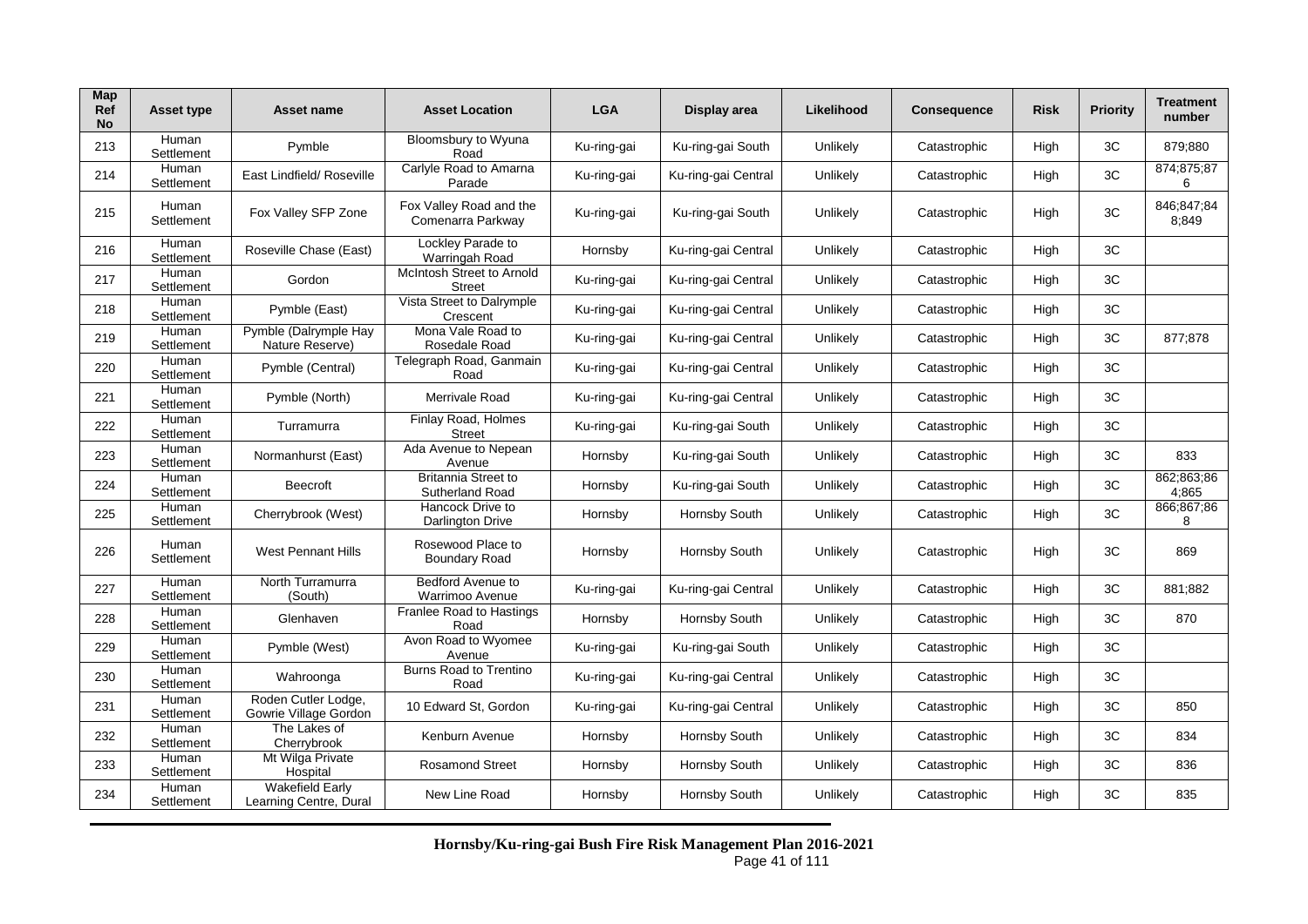| Map Ref No | Asset type | Asset name | Asset Location | LGA | Display area | Likelihood | Consequence | Risk | Priority | Treatment number |
|---|---|---|---|---|---|---|---|---|---|---|
| 213 | Human Settlement | Pymble | Bloomsbury to Wyuna Road | Ku-ring-gai | Ku-ring-gai South | Unlikely | Catastrophic | High | 3C | 879;880 |
| 214 | Human Settlement | East Lindfield/ Roseville | Carlyle Road to Amarna Parade | Ku-ring-gai | Ku-ring-gai Central | Unlikely | Catastrophic | High | 3C | 874;875;876 |
| 215 | Human Settlement | Fox Valley SFP Zone | Fox Valley Road and the Comenarra Parkway | Ku-ring-gai | Ku-ring-gai South | Unlikely | Catastrophic | High | 3C | 846;847;848;849 |
| 216 | Human Settlement | Roseville Chase (East) | Lockley Parade to Warringah Road | Hornsby | Ku-ring-gai Central | Unlikely | Catastrophic | High | 3C | |
| 217 | Human Settlement | Gordon | McIntosh Street to Arnold Street | Ku-ring-gai | Ku-ring-gai Central | Unlikely | Catastrophic | High | 3C | |
| 218 | Human Settlement | Pymble (East) | Vista Street to Dalrymple Crescent | Ku-ring-gai | Ku-ring-gai Central | Unlikely | Catastrophic | High | 3C | |
| 219 | Human Settlement | Pymble (Dalrymple Hay Nature Reserve) | Mona Vale Road to Rosedale Road | Ku-ring-gai | Ku-ring-gai Central | Unlikely | Catastrophic | High | 3C | 877;878 |
| 220 | Human Settlement | Pymble (Central) | Telegraph Road, Ganmain Road | Ku-ring-gai | Ku-ring-gai Central | Unlikely | Catastrophic | High | 3C | |
| 221 | Human Settlement | Pymble (North) | Merrivale Road | Ku-ring-gai | Ku-ring-gai Central | Unlikely | Catastrophic | High | 3C | |
| 222 | Human Settlement | Turramurra | Finlay Road, Holmes Street | Ku-ring-gai | Ku-ring-gai South | Unlikely | Catastrophic | High | 3C | |
| 223 | Human Settlement | Normanhurst (East) | Ada Avenue to Nepean Avenue | Hornsby | Ku-ring-gai South | Unlikely | Catastrophic | High | 3C | 833 |
| 224 | Human Settlement | Beecroft | Britannia Street to Sutherland Road | Hornsby | Ku-ring-gai South | Unlikely | Catastrophic | High | 3C | 862;863;864;865 |
| 225 | Human Settlement | Cherrybrook (West) | Hancock Drive to Darlington Drive | Hornsby | Hornsby South | Unlikely | Catastrophic | High | 3C | 866;867;868 |
| 226 | Human Settlement | West Pennant Hills | Rosewood Place to Boundary Road | Hornsby | Hornsby South | Unlikely | Catastrophic | High | 3C | 869 |
| 227 | Human Settlement | North Turramurra (South) | Bedford Avenue to Warrimoo Avenue | Ku-ring-gai | Ku-ring-gai Central | Unlikely | Catastrophic | High | 3C | 881;882 |
| 228 | Human Settlement | Glenhaven | Franlee Road to Hastings Road | Hornsby | Hornsby South | Unlikely | Catastrophic | High | 3C | 870 |
| 229 | Human Settlement | Pymble (West) | Avon Road to Wyomee Avenue | Ku-ring-gai | Ku-ring-gai South | Unlikely | Catastrophic | High | 3C | |
| 230 | Human Settlement | Wahroonga | Burns Road to Trentino Road | Ku-ring-gai | Ku-ring-gai Central | Unlikely | Catastrophic | High | 3C | |
| 231 | Human Settlement | Roden Cutler Lodge, Gowrie Village Gordon | 10 Edward St, Gordon | Ku-ring-gai | Ku-ring-gai Central | Unlikely | Catastrophic | High | 3C | 850 |
| 232 | Human Settlement | The Lakes of Cherrybrook | Kenburn Avenue | Hornsby | Hornsby South | Unlikely | Catastrophic | High | 3C | 834 |
| 233 | Human Settlement | Mt Wilga Private Hospital | Rosamond Street | Hornsby | Hornsby South | Unlikely | Catastrophic | High | 3C | 836 |
| 234 | Human Settlement | Wakefield Early Learning Centre, Dural | New Line Road | Hornsby | Hornsby South | Unlikely | Catastrophic | High | 3C | 835 |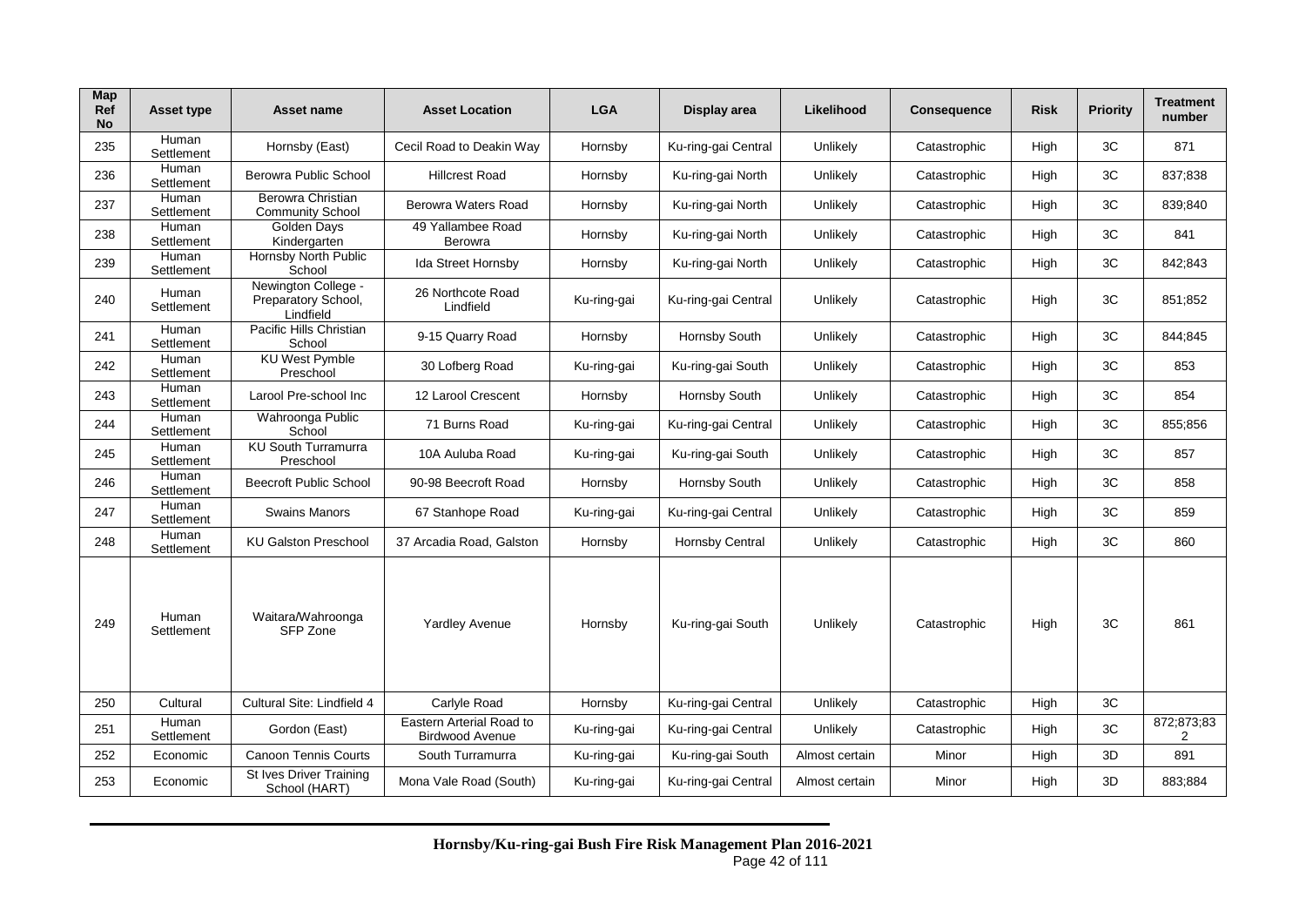| Map Ref No | Asset type | Asset name | Asset Location | LGA | Display area | Likelihood | Consequence | Risk | Priority | Treatment number |
|---|---|---|---|---|---|---|---|---|---|---|
| 235 | Human Settlement | Hornsby (East) | Cecil Road to Deakin Way | Hornsby | Ku-ring-gai Central | Unlikely | Catastrophic | High | 3C | 871 |
| 236 | Human Settlement | Berowra Public School | Hillcrest Road | Hornsby | Ku-ring-gai North | Unlikely | Catastrophic | High | 3C | 837;838 |
| 237 | Human Settlement | Berowra Christian Community School | Berowra Waters Road | Hornsby | Ku-ring-gai North | Unlikely | Catastrophic | High | 3C | 839;840 |
| 238 | Human Settlement | Golden Days Kindergarten | 49 Yallambee Road Berowra | Hornsby | Ku-ring-gai North | Unlikely | Catastrophic | High | 3C | 841 |
| 239 | Human Settlement | Hornsby North Public School | Ida Street Hornsby | Hornsby | Ku-ring-gai North | Unlikely | Catastrophic | High | 3C | 842;843 |
| 240 | Human Settlement | Newington College - Preparatory School, Lindfield | 26 Northcote Road Lindfield | Ku-ring-gai | Ku-ring-gai Central | Unlikely | Catastrophic | High | 3C | 851;852 |
| 241 | Human Settlement | Pacific Hills Christian School | 9-15 Quarry Road | Hornsby | Hornsby South | Unlikely | Catastrophic | High | 3C | 844;845 |
| 242 | Human Settlement | KU West Pymble Preschool | 30 Lofberg Road | Ku-ring-gai | Ku-ring-gai South | Unlikely | Catastrophic | High | 3C | 853 |
| 243 | Human Settlement | Larool Pre-school Inc | 12 Larool Crescent | Hornsby | Hornsby South | Unlikely | Catastrophic | High | 3C | 854 |
| 244 | Human Settlement | Wahroonga Public School | 71 Burns Road | Ku-ring-gai | Ku-ring-gai Central | Unlikely | Catastrophic | High | 3C | 855;856 |
| 245 | Human Settlement | KU South Turramurra Preschool | 10A Auluba Road | Ku-ring-gai | Ku-ring-gai South | Unlikely | Catastrophic | High | 3C | 857 |
| 246 | Human Settlement | Beecroft Public School | 90-98 Beecroft Road | Hornsby | Hornsby South | Unlikely | Catastrophic | High | 3C | 858 |
| 247 | Human Settlement | Swains Manors | 67 Stanhope Road | Ku-ring-gai | Ku-ring-gai Central | Unlikely | Catastrophic | High | 3C | 859 |
| 248 | Human Settlement | KU Galston Preschool | 37 Arcadia Road, Galston | Hornsby | Hornsby Central | Unlikely | Catastrophic | High | 3C | 860 |
| 249 | Human Settlement | Waitara/Wahroonga SFP Zone | Yardley Avenue | Hornsby | Ku-ring-gai South | Unlikely | Catastrophic | High | 3C | 861 |
| 250 | Cultural | Cultural Site: Lindfield 4 | Carlyle Road | Hornsby | Ku-ring-gai Central | Unlikely | Catastrophic | High | 3C | |
| 251 | Human Settlement | Gordon (East) | Eastern Arterial Road to Birdwood Avenue | Ku-ring-gai | Ku-ring-gai Central | Unlikely | Catastrophic | High | 3C | 872;873;832 |
| 252 | Economic | Canoon Tennis Courts | South Turramurra | Ku-ring-gai | Ku-ring-gai South | Almost certain | Minor | High | 3D | 891 |
| 253 | Economic | St Ives Driver Training School (HART) | Mona Vale Road (South) | Ku-ring-gai | Ku-ring-gai Central | Almost certain | Minor | High | 3D | 883;884 |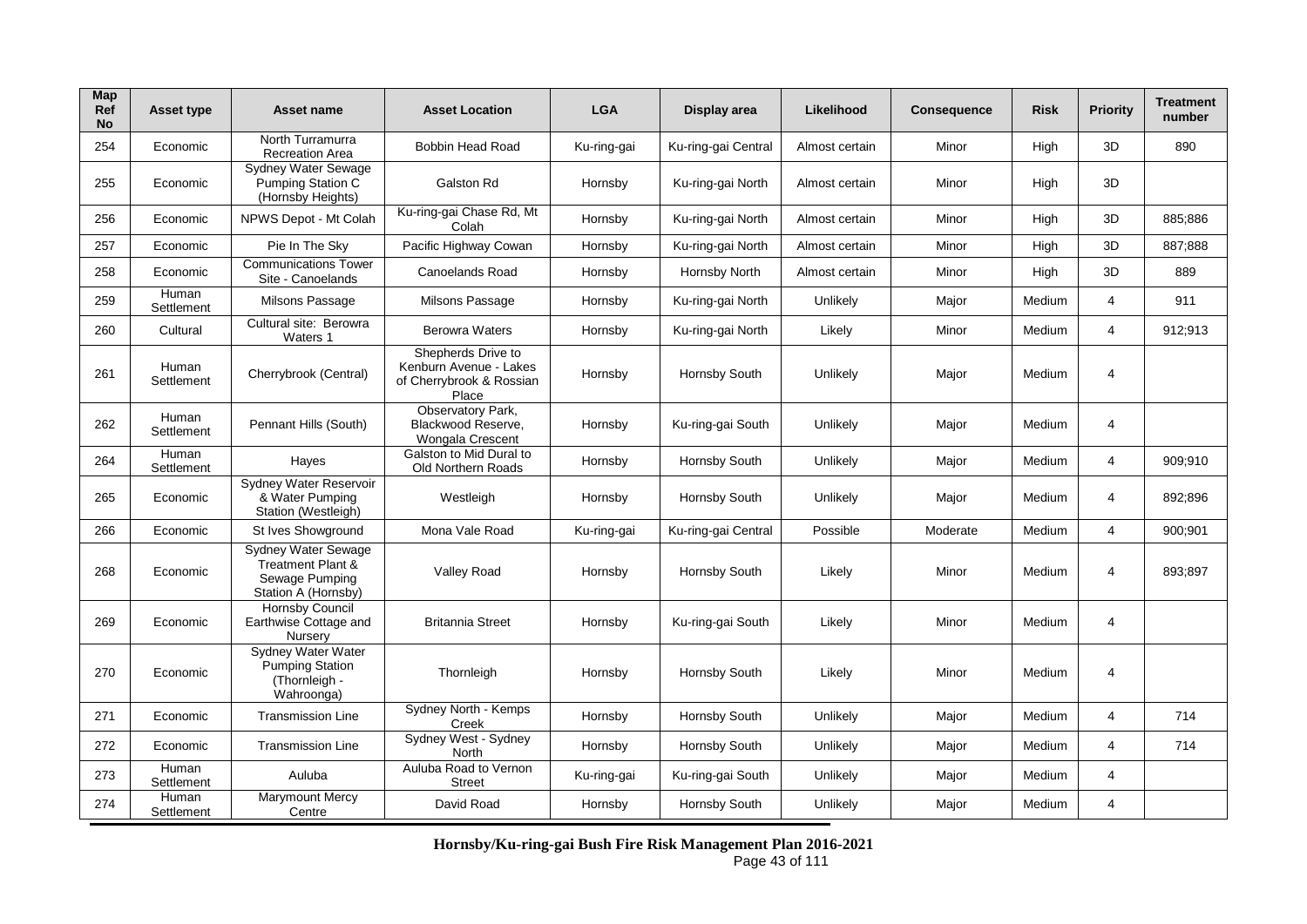| Map Ref No | Asset type | Asset name | Asset Location | LGA | Display area | Likelihood | Consequence | Risk | Priority | Treatment number |
|---|---|---|---|---|---|---|---|---|---|---|
| 254 | Economic | North Turramurra Recreation Area | Bobbin Head Road | Ku-ring-gai | Ku-ring-gai Central | Almost certain | Minor | High | 3D | 890 |
| 255 | Economic | Sydney Water Sewage Pumping Station C (Hornsby Heights) | Galston Rd | Hornsby | Ku-ring-gai North | Almost certain | Minor | High | 3D | |
| 256 | Economic | NPWS Depot - Mt Colah | Ku-ring-gai Chase Rd, Mt Colah | Hornsby | Ku-ring-gai North | Almost certain | Minor | High | 3D | 885;886 |
| 257 | Economic | Pie In The Sky | Pacific Highway Cowan | Hornsby | Ku-ring-gai North | Almost certain | Minor | High | 3D | 887;888 |
| 258 | Economic | Communications Tower Site - Canoelands | Canoelands Road | Hornsby | Hornsby North | Almost certain | Minor | High | 3D | 889 |
| 259 | Human Settlement | Milsons Passage | Milsons Passage | Hornsby | Ku-ring-gai North | Unlikely | Major | Medium | 4 | 911 |
| 260 | Cultural | Cultural site: Berowra Waters 1 | Berowra Waters | Hornsby | Ku-ring-gai North | Likely | Minor | Medium | 4 | 912;913 |
| 261 | Human Settlement | Cherrybrook (Central) | Shepherds Drive to Kenburn Avenue - Lakes of Cherrybrook & Rossian Place | Hornsby | Hornsby South | Unlikely | Major | Medium | 4 | |
| 262 | Human Settlement | Pennant Hills (South) | Observatory Park, Blackwood Reserve, Wongala Crescent | Hornsby | Ku-ring-gai South | Unlikely | Major | Medium | 4 | |
| 264 | Human Settlement | Hayes | Galston to Mid Dural to Old Northern Roads | Hornsby | Hornsby South | Unlikely | Major | Medium | 4 | 909;910 |
| 265 | Economic | Sydney Water Reservoir & Water Pumping Station (Westleigh) | Westleigh | Hornsby | Hornsby South | Unlikely | Major | Medium | 4 | 892;896 |
| 266 | Economic | St Ives Showground | Mona Vale Road | Ku-ring-gai | Ku-ring-gai Central | Possible | Moderate | Medium | 4 | 900;901 |
| 268 | Economic | Sydney Water Sewage Treatment Plant & Sewage Pumping Station A (Hornsby) | Valley Road | Hornsby | Hornsby South | Likely | Minor | Medium | 4 | 893;897 |
| 269 | Economic | Hornsby Council Earthwise Cottage and Nursery | Britannia Street | Hornsby | Ku-ring-gai South | Likely | Minor | Medium | 4 | |
| 270 | Economic | Sydney Water Water Pumping Station (Thornleigh - Wahroonga) | Thornleigh | Hornsby | Hornsby South | Likely | Minor | Medium | 4 | |
| 271 | Economic | Transmission Line | Sydney North - Kemps Creek | Hornsby | Hornsby South | Unlikely | Major | Medium | 4 | 714 |
| 272 | Economic | Transmission Line | Sydney West - Sydney North | Hornsby | Hornsby South | Unlikely | Major | Medium | 4 | 714 |
| 273 | Human Settlement | Auluba | Auluba Road to Vernon Street | Ku-ring-gai | Ku-ring-gai South | Unlikely | Major | Medium | 4 | |
| 274 | Human Settlement | Marymount Mercy Centre | David Road | Hornsby | Hornsby South | Unlikely | Major | Medium | 4 | |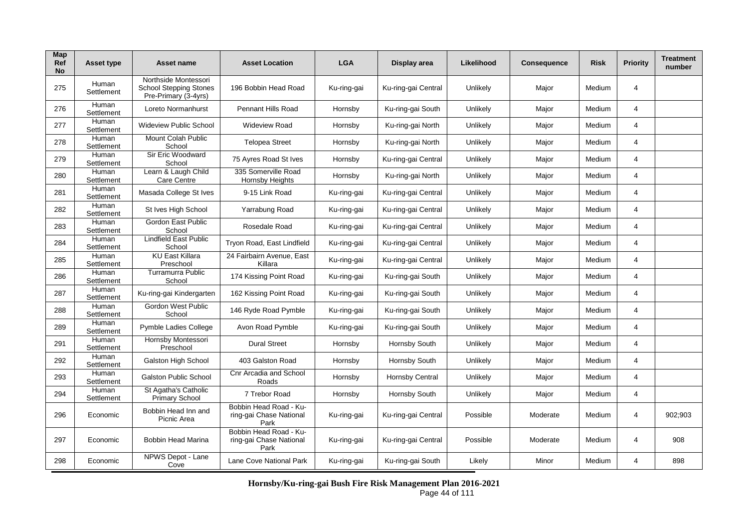| Map Ref No | Asset type | Asset name | Asset Location | LGA | Display area | Likelihood | Consequence | Risk | Priority | Treatment number |
|---|---|---|---|---|---|---|---|---|---|---|
| 275 | Human Settlement | Northside Montessori School Stepping Stones Pre-Primary (3-4yrs) | 196 Bobbin Head Road | Ku-ring-gai | Ku-ring-gai Central | Unlikely | Major | Medium | 4 | |
| 276 | Human Settlement | Loreto Normanhurst | Pennant Hills Road | Hornsby | Ku-ring-gai South | Unlikely | Major | Medium | 4 | |
| 277 | Human Settlement | Wideview Public School | Wideview Road | Hornsby | Ku-ring-gai North | Unlikely | Major | Medium | 4 | |
| 278 | Human Settlement | Mount Colah Public School | Telopea Street | Hornsby | Ku-ring-gai North | Unlikely | Major | Medium | 4 | |
| 279 | Human Settlement | Sir Eric Woodward School | 75 Ayres Road St Ives | Hornsby | Ku-ring-gai Central | Unlikely | Major | Medium | 4 | |
| 280 | Human Settlement | Learn & Laugh Child Care Centre | 335 Somerville Road Hornsby Heights | Hornsby | Ku-ring-gai North | Unlikely | Major | Medium | 4 | |
| 281 | Human Settlement | Masada College St Ives | 9-15 Link Road | Ku-ring-gai | Ku-ring-gai Central | Unlikely | Major | Medium | 4 | |
| 282 | Human Settlement | St Ives High School | Yarrabung Road | Ku-ring-gai | Ku-ring-gai Central | Unlikely | Major | Medium | 4 | |
| 283 | Human Settlement | Gordon East Public School | Rosedale Road | Ku-ring-gai | Ku-ring-gai Central | Unlikely | Major | Medium | 4 | |
| 284 | Human Settlement | Lindfield East Public School | Tryon Road, East Lindfield | Ku-ring-gai | Ku-ring-gai Central | Unlikely | Major | Medium | 4 | |
| 285 | Human Settlement | KU East Killara Preschool | 24 Fairbairn Avenue, East Killara | Ku-ring-gai | Ku-ring-gai Central | Unlikely | Major | Medium | 4 | |
| 286 | Human Settlement | Turramurra Public School | 174 Kissing Point Road | Ku-ring-gai | Ku-ring-gai South | Unlikely | Major | Medium | 4 | |
| 287 | Human Settlement | Ku-ring-gai Kindergarten | 162 Kissing Point Road | Ku-ring-gai | Ku-ring-gai South | Unlikely | Major | Medium | 4 | |
| 288 | Human Settlement | Gordon West Public School | 146 Ryde Road Pymble | Ku-ring-gai | Ku-ring-gai South | Unlikely | Major | Medium | 4 | |
| 289 | Human Settlement | Pymble Ladies College | Avon Road Pymble | Ku-ring-gai | Ku-ring-gai South | Unlikely | Major | Medium | 4 | |
| 291 | Human Settlement | Hornsby Montessori Preschool | Dural Street | Hornsby | Hornsby South | Unlikely | Major | Medium | 4 | |
| 292 | Human Settlement | Galston High School | 403 Galston Road | Hornsby | Hornsby South | Unlikely | Major | Medium | 4 | |
| 293 | Human Settlement | Galston Public School | Cnr Arcadia and School Roads | Hornsby | Hornsby Central | Unlikely | Major | Medium | 4 | |
| 294 | Human Settlement | St Agatha's Catholic Primary School | 7 Trebor Road | Hornsby | Hornsby South | Unlikely | Major | Medium | 4 | |
| 296 | Economic | Bobbin Head Inn and Picnic Area | Bobbin Head Road - Ku-ring-gai Chase National Park | Ku-ring-gai | Ku-ring-gai Central | Possible | Moderate | Medium | 4 | 902;903 |
| 297 | Economic | Bobbin Head Marina | Bobbin Head Road - Ku-ring-gai Chase National Park | Ku-ring-gai | Ku-ring-gai Central | Possible | Moderate | Medium | 4 | 908 |
| 298 | Economic | NPWS Depot - Lane Cove | Lane Cove National Park | Ku-ring-gai | Ku-ring-gai South | Likely | Minor | Medium | 4 | 898 |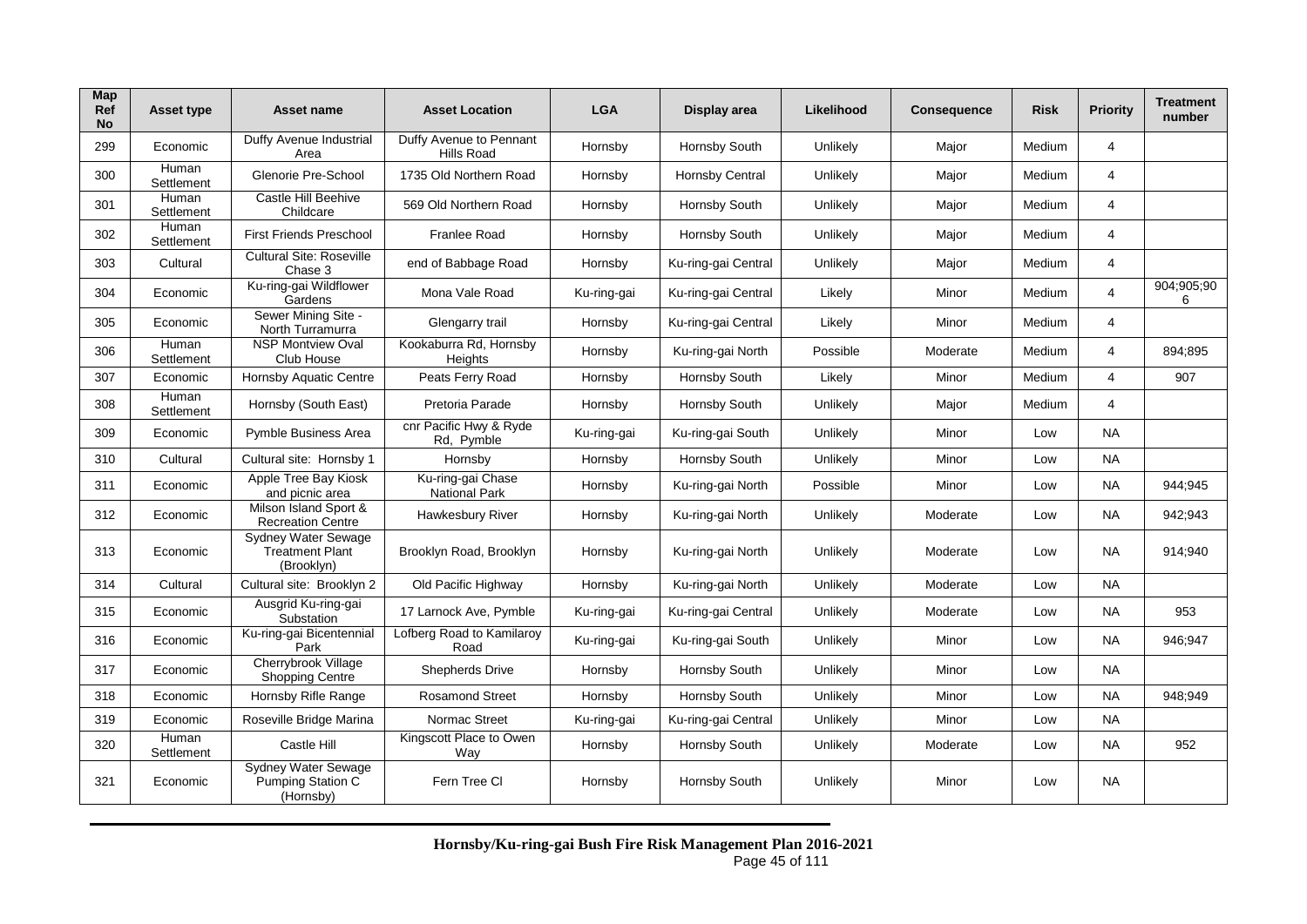| Map Ref No | Asset type | Asset name | Asset Location | LGA | Display area | Likelihood | Consequence | Risk | Priority | Treatment number |
|---|---|---|---|---|---|---|---|---|---|---|
| 299 | Economic | Duffy Avenue Industrial Area | Duffy Avenue to Pennant Hills Road | Hornsby | Hornsby South | Unlikely | Major | Medium | 4 | |
| 300 | Human Settlement | Glenorie Pre-School | 1735 Old Northern Road | Hornsby | Hornsby Central | Unlikely | Major | Medium | 4 | |
| 301 | Human Settlement | Castle Hill Beehive Childcare | 569 Old Northern Road | Hornsby | Hornsby South | Unlikely | Major | Medium | 4 | |
| 302 | Human Settlement | First Friends Preschool | Franlee Road | Hornsby | Hornsby South | Unlikely | Major | Medium | 4 | |
| 303 | Cultural | Cultural Site: Roseville Chase 3 | end of Babbage Road | Hornsby | Ku-ring-gai Central | Unlikely | Major | Medium | 4 | |
| 304 | Economic | Ku-ring-gai Wildflower Gardens | Mona Vale Road | Ku-ring-gai | Ku-ring-gai Central | Likely | Minor | Medium | 4 | 904;905;906 |
| 305 | Economic | Sewer Mining Site - North Turramurra | Glengarry trail | Hornsby | Ku-ring-gai Central | Likely | Minor | Medium | 4 | |
| 306 | Human Settlement | NSP Montview Oval Club House | Kookaburra Rd, Hornsby Heights | Hornsby | Ku-ring-gai North | Possible | Moderate | Medium | 4 | 894;895 |
| 307 | Economic | Hornsby Aquatic Centre | Peats Ferry Road | Hornsby | Hornsby South | Likely | Minor | Medium | 4 | 907 |
| 308 | Human Settlement | Hornsby (South East) | Pretoria Parade | Hornsby | Hornsby South | Unlikely | Major | Medium | 4 | |
| 309 | Economic | Pymble Business Area | cnr Pacific Hwy & Ryde Rd, Pymble | Ku-ring-gai | Ku-ring-gai South | Unlikely | Minor | Low | NA | |
| 310 | Cultural | Cultural site: Hornsby 1 | Hornsby | Hornsby | Hornsby South | Unlikely | Minor | Low | NA | |
| 311 | Economic | Apple Tree Bay Kiosk and picnic area | Ku-ring-gai Chase National Park | Hornsby | Ku-ring-gai North | Possible | Minor | Low | NA | 944;945 |
| 312 | Economic | Milson Island Sport & Recreation Centre | Hawkesbury River | Hornsby | Ku-ring-gai North | Unlikely | Moderate | Low | NA | 942;943 |
| 313 | Economic | Sydney Water Sewage Treatment Plant (Brooklyn) | Brooklyn Road, Brooklyn | Hornsby | Ku-ring-gai North | Unlikely | Moderate | Low | NA | 914;940 |
| 314 | Cultural | Cultural site: Brooklyn 2 | Old Pacific Highway | Hornsby | Ku-ring-gai North | Unlikely | Moderate | Low | NA | |
| 315 | Economic | Ausgrid Ku-ring-gai Substation | 17 Larnock Ave, Pymble | Ku-ring-gai | Ku-ring-gai Central | Unlikely | Moderate | Low | NA | 953 |
| 316 | Economic | Ku-ring-gai Bicentennial Park | Lofberg Road to Kamilaroy Road | Ku-ring-gai | Ku-ring-gai South | Unlikely | Minor | Low | NA | 946;947 |
| 317 | Economic | Cherrybrook Village Shopping Centre | Shepherds Drive | Hornsby | Hornsby South | Unlikely | Minor | Low | NA | |
| 318 | Economic | Hornsby Rifle Range | Rosamond Street | Hornsby | Hornsby South | Unlikely | Minor | Low | NA | 948;949 |
| 319 | Economic | Roseville Bridge Marina | Normac Street | Ku-ring-gai | Ku-ring-gai Central | Unlikely | Minor | Low | NA | |
| 320 | Human Settlement | Castle Hill | Kingscott Place to Owen Way | Hornsby | Hornsby South | Unlikely | Moderate | Low | NA | 952 |
| 321 | Economic | Sydney Water Sewage Pumping Station C (Hornsby) | Fern Tree Cl | Hornsby | Hornsby South | Unlikely | Minor | Low | NA | |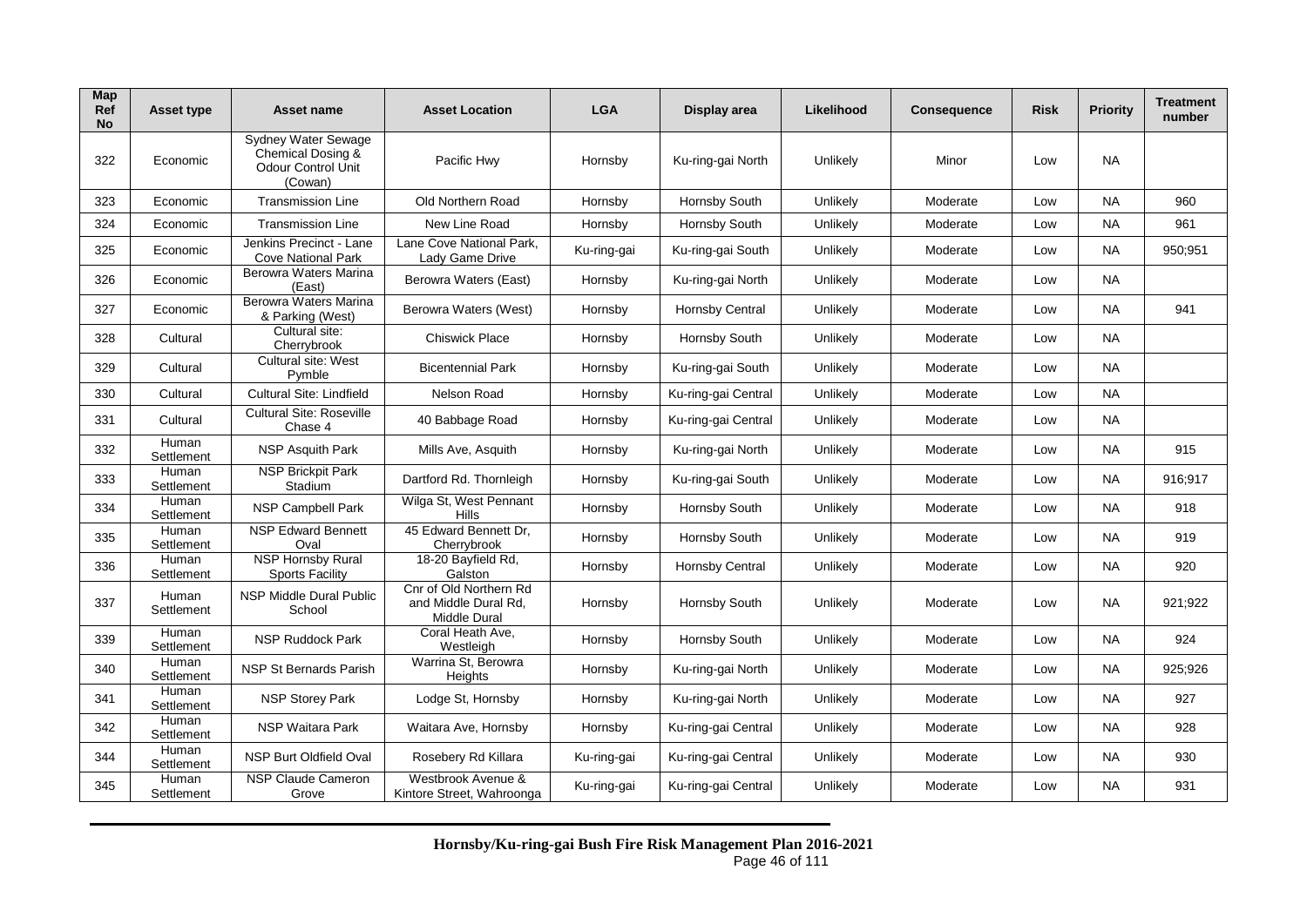| Map Ref No | Asset type | Asset name | Asset Location | LGA | Display area | Likelihood | Consequence | Risk | Priority | Treatment number |
|---|---|---|---|---|---|---|---|---|---|---|
| 322 | Economic | Sydney Water Sewage Chemical Dosing & Odour Control Unit (Cowan) | Pacific Hwy | Hornsby | Ku-ring-gai North | Unlikely | Minor | Low | NA | |
| 323 | Economic | Transmission Line | Old Northern Road | Hornsby | Hornsby South | Unlikely | Moderate | Low | NA | 960 |
| 324 | Economic | Transmission Line | New Line Road | Hornsby | Hornsby South | Unlikely | Moderate | Low | NA | 961 |
| 325 | Economic | Jenkins Precinct - Lane Cove National Park | Lane Cove National Park, Lady Game Drive | Ku-ring-gai | Ku-ring-gai South | Unlikely | Moderate | Low | NA | 950;951 |
| 326 | Economic | Berowra Waters Marina (East) | Berowra Waters (East) | Hornsby | Ku-ring-gai North | Unlikely | Moderate | Low | NA | |
| 327 | Economic | Berowra Waters Marina & Parking (West) | Berowra Waters (West) | Hornsby | Hornsby Central | Unlikely | Moderate | Low | NA | 941 |
| 328 | Cultural | Cultural site: Cherrybrook | Chiswick Place | Hornsby | Hornsby South | Unlikely | Moderate | Low | NA | |
| 329 | Cultural | Cultural site: West Pymble | Bicentennial Park | Hornsby | Ku-ring-gai South | Unlikely | Moderate | Low | NA | |
| 330 | Cultural | Cultural Site: Lindfield | Nelson Road | Hornsby | Ku-ring-gai Central | Unlikely | Moderate | Low | NA | |
| 331 | Cultural | Cultural Site: Roseville Chase 4 | 40 Babbage Road | Hornsby | Ku-ring-gai Central | Unlikely | Moderate | Low | NA | |
| 332 | Human Settlement | NSP Asquith Park | Mills Ave, Asquith | Hornsby | Ku-ring-gai North | Unlikely | Moderate | Low | NA | 915 |
| 333 | Human Settlement | NSP Brickpit Park Stadium | Dartford Rd. Thornleigh | Hornsby | Ku-ring-gai South | Unlikely | Moderate | Low | NA | 916;917 |
| 334 | Human Settlement | NSP Campbell Park | Wilga St, West Pennant Hills | Hornsby | Hornsby South | Unlikely | Moderate | Low | NA | 918 |
| 335 | Human Settlement | NSP Edward Bennett Oval | 45 Edward Bennett Dr, Cherrybrook | Hornsby | Hornsby South | Unlikely | Moderate | Low | NA | 919 |
| 336 | Human Settlement | NSP Hornsby Rural Sports Facility | 18-20 Bayfield Rd, Galston | Hornsby | Hornsby Central | Unlikely | Moderate | Low | NA | 920 |
| 337 | Human Settlement | NSP Middle Dural Public School | Cnr of Old Northern Rd and Middle Dural Rd, Middle Dural | Hornsby | Hornsby South | Unlikely | Moderate | Low | NA | 921;922 |
| 339 | Human Settlement | NSP Ruddock Park | Coral Heath Ave, Westleigh | Hornsby | Hornsby South | Unlikely | Moderate | Low | NA | 924 |
| 340 | Human Settlement | NSP St Bernards Parish | Warrina St, Berowra Heights | Hornsby | Ku-ring-gai North | Unlikely | Moderate | Low | NA | 925;926 |
| 341 | Human Settlement | NSP Storey Park | Lodge St, Hornsby | Hornsby | Ku-ring-gai North | Unlikely | Moderate | Low | NA | 927 |
| 342 | Human Settlement | NSP Waitara Park | Waitara Ave, Hornsby | Hornsby | Ku-ring-gai Central | Unlikely | Moderate | Low | NA | 928 |
| 344 | Human Settlement | NSP Burt Oldfield Oval | Rosebery Rd Killara | Ku-ring-gai | Ku-ring-gai Central | Unlikely | Moderate | Low | NA | 930 |
| 345 | Human Settlement | NSP Claude Cameron Grove | Westbrook Avenue & Kintore Street, Wahroonga | Ku-ring-gai | Ku-ring-gai Central | Unlikely | Moderate | Low | NA | 931 |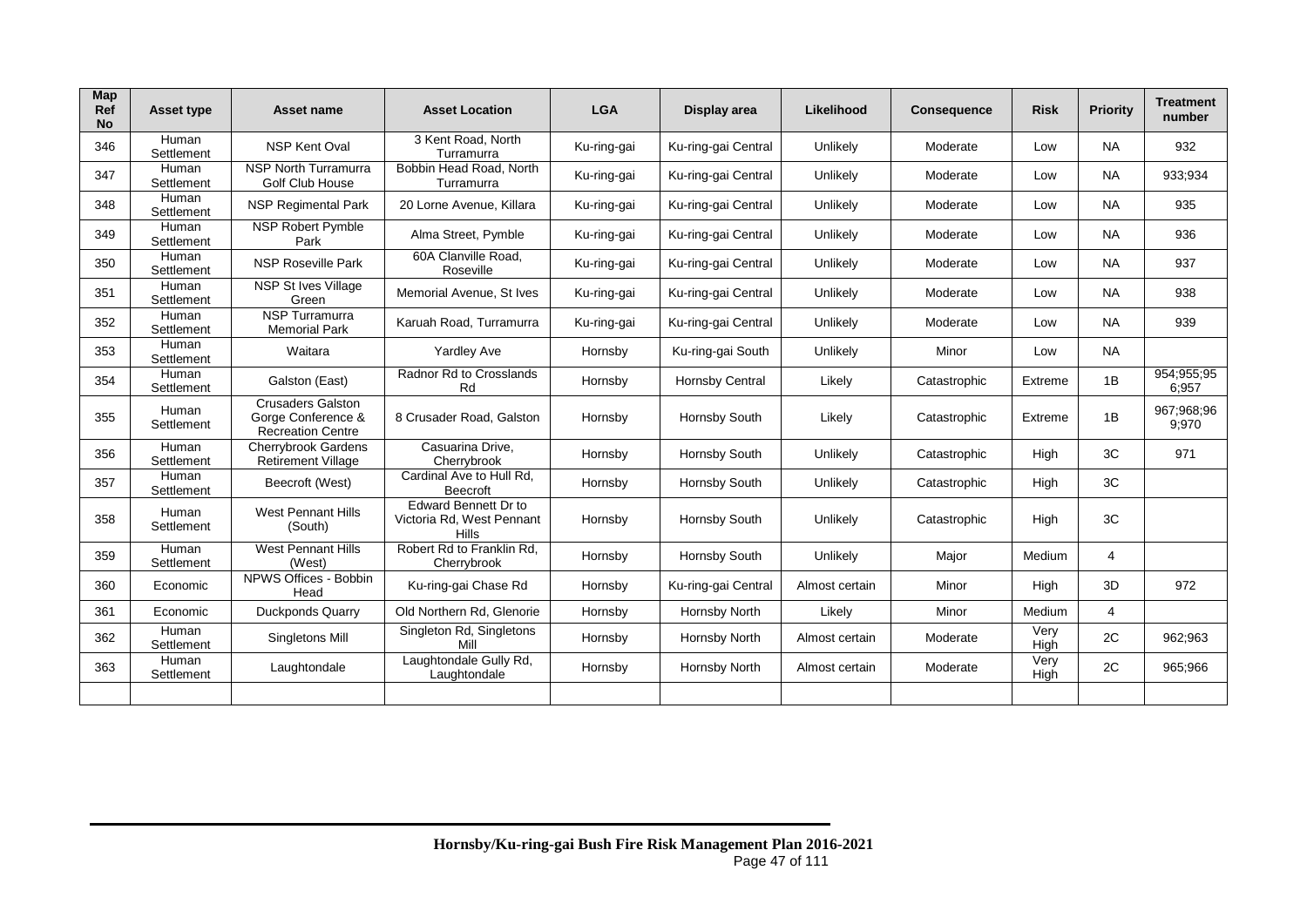| Map Ref No | Asset type | Asset name | Asset Location | LGA | Display area | Likelihood | Consequence | Risk | Priority | Treatment number |
|---|---|---|---|---|---|---|---|---|---|---|
| 346 | Human Settlement | NSP Kent Oval | 3 Kent Road, North Turramurra | Ku-ring-gai | Ku-ring-gai Central | Unlikely | Moderate | Low | NA | 932 |
| 347 | Human Settlement | NSP North Turramurra Golf Club House | Bobbin Head Road, North Turramurra | Ku-ring-gai | Ku-ring-gai Central | Unlikely | Moderate | Low | NA | 933;934 |
| 348 | Human Settlement | NSP Regimental Park | 20 Lorne Avenue, Killara | Ku-ring-gai | Ku-ring-gai Central | Unlikely | Moderate | Low | NA | 935 |
| 349 | Human Settlement | NSP Robert Pymble Park | Alma Street, Pymble | Ku-ring-gai | Ku-ring-gai Central | Unlikely | Moderate | Low | NA | 936 |
| 350 | Human Settlement | NSP Roseville Park | 60A Clanville Road, Roseville | Ku-ring-gai | Ku-ring-gai Central | Unlikely | Moderate | Low | NA | 937 |
| 351 | Human Settlement | NSP St Ives Village Green | Memorial Avenue, St Ives | Ku-ring-gai | Ku-ring-gai Central | Unlikely | Moderate | Low | NA | 938 |
| 352 | Human Settlement | NSP Turramurra Memorial Park | Karuah Road, Turramurra | Ku-ring-gai | Ku-ring-gai Central | Unlikely | Moderate | Low | NA | 939 |
| 353 | Human Settlement | Waitara | Yardley Ave | Hornsby | Ku-ring-gai South | Unlikely | Minor | Low | NA | |
| 354 | Human Settlement | Galston (East) | Radnor Rd to Crosslands Rd | Hornsby | Hornsby Central | Likely | Catastrophic | Extreme | 1B | 954;955;956;957 |
| 355 | Human Settlement | Crusaders Galston Gorge Conference & Recreation Centre | 8 Crusader Road, Galston | Hornsby | Hornsby South | Likely | Catastrophic | Extreme | 1B | 967;968;969;970 |
| 356 | Human Settlement | Cherrybrook Gardens Retirement Village | Casuarina Drive, Cherrybrook | Hornsby | Hornsby South | Unlikely | Catastrophic | High | 3C | 971 |
| 357 | Human Settlement | Beecroft (West) | Cardinal Ave to Hull Rd, Beecroft | Hornsby | Hornsby South | Unlikely | Catastrophic | High | 3C | |
| 358 | Human Settlement | West Pennant Hills (South) | Edward Bennett Dr to Victoria Rd, West Pennant Hills | Hornsby | Hornsby South | Unlikely | Catastrophic | High | 3C | |
| 359 | Human Settlement | West Pennant Hills (West) | Robert Rd to Franklin Rd, Cherrybrook | Hornsby | Hornsby South | Unlikely | Major | Medium | 4 | |
| 360 | Economic | NPWS Offices - Bobbin Head | Ku-ring-gai Chase Rd | Hornsby | Ku-ring-gai Central | Almost certain | Minor | High | 3D | 972 |
| 361 | Economic | Duckponds Quarry | Old Northern Rd, Glenorie | Hornsby | Hornsby North | Likely | Minor | Medium | 4 | |
| 362 | Human Settlement | Singletons Mill | Singleton Rd, Singletons Mill | Hornsby | Hornsby North | Almost certain | Moderate | Very High | 2C | 962;963 |
| 363 | Human Settlement | Laughtondale | Laughtondale Gully Rd, Laughtondale | Hornsby | Hornsby North | Almost certain | Moderate | Very High | 2C | 965;966 |
| | | | | | | | | | | |